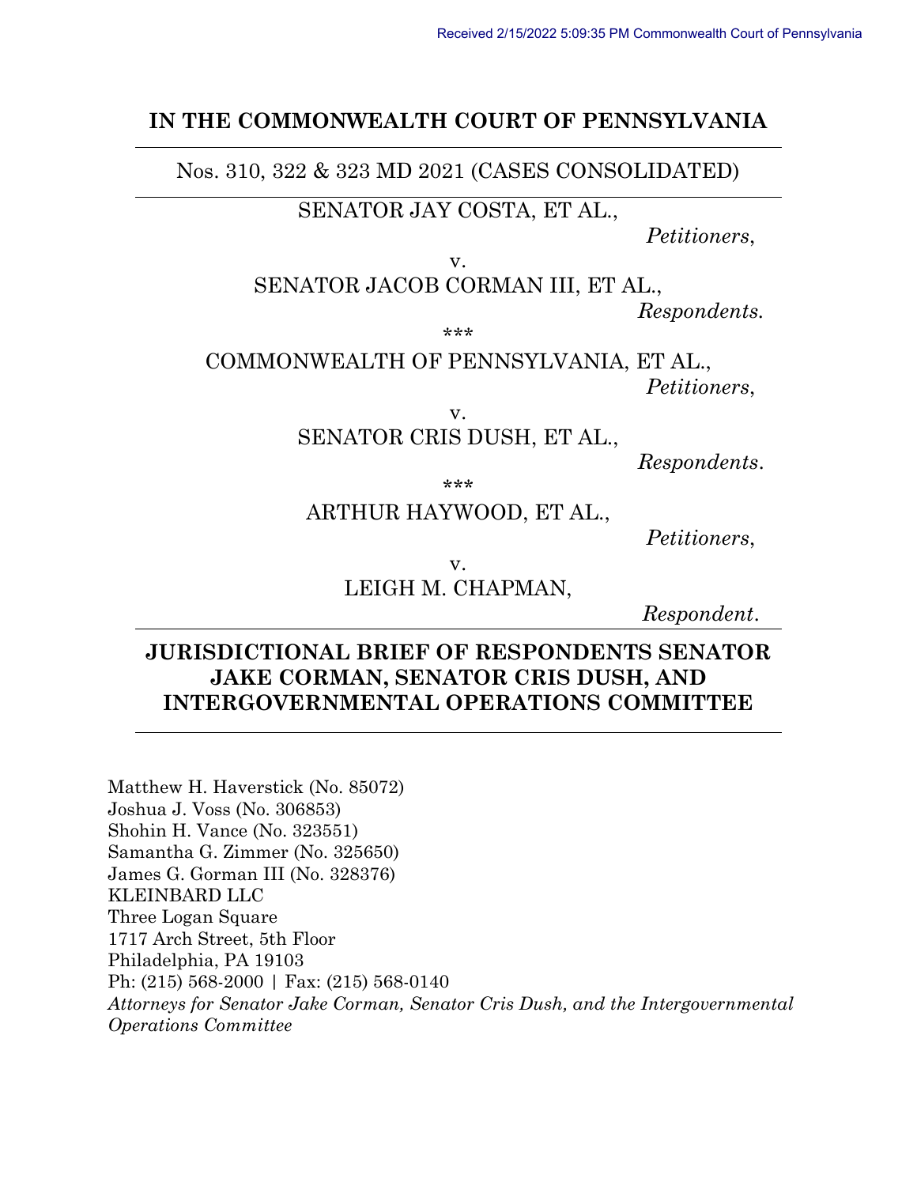Received 2/15/2022 5:09:35 PM Commonwealth Court of Pennsylvania

**IN THE COMMONWEALTH COURT OF PENNSYLVANIA**

---

Nos. 310, 322 & 323 MD 2021 (CASES CONSOLIDATED)

---

SENATOR JAY COSTA, ET AL.,

*Petitioners*,

v.

SENATOR JACOB CORMAN III, ET AL.,

*Respondents.*

\*\*\*

COMMONWEALTH OF PENNSYLVANIA, ET AL.,

*Petitioners*,

v.

SENATOR CRIS DUSH, ET AL.,

*Respondents*.

\*\*\*

ARTHUR HAYWOOD, ET AL.,

*Petitioners*,

v.

LEIGH M. CHAPMAN,

*Respondent*.

---

**JURISDICTIONAL BRIEF OF RESPONDENTS SENATOR JAKE CORMAN, SENATOR CRIS DUSH, AND INTERGOVERNMENTAL OPERATIONS COMMITTEE**

---

Matthew H. Haverstick (No. 85072)
Joshua J. Voss (No. 306853)
Shohin H. Vance (No. 323551)
Samantha G. Zimmer (No. 325650)
James G. Gorman III (No. 328376)
KLEINBARD LLC
Three Logan Square
1717 Arch Street, 5th Floor
Philadelphia, PA 19103
Ph: (215) 568-2000 | Fax: (215) 568-0140
*Attorneys for Senator Jake Corman, Senator Cris Dush, and the Intergovernmental Operations Committee*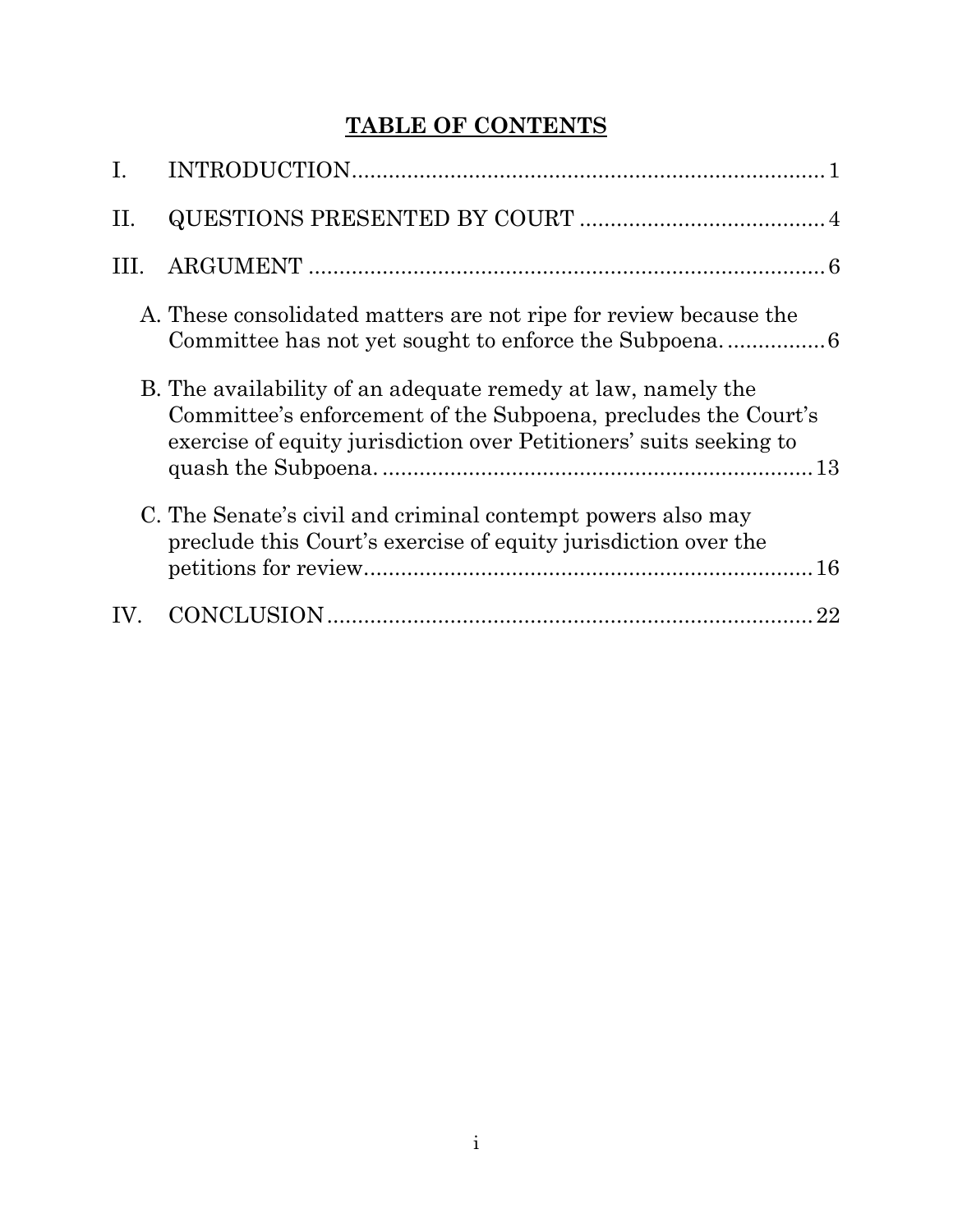# TABLE OF CONTENTS

I. INTRODUCTION .......... 1

II. QUESTIONS PRESENTED BY COURT .......... 4

III. ARGUMENT .......... 6

- A. These consolidated matters are not ripe for review because the Committee has not yet sought to enforce the Subpoena. .......... 6
- B. The availability of an adequate remedy at law, namely the Committee's enforcement of the Subpoena, precludes the Court's exercise of equity jurisdiction over Petitioners' suits seeking to quash the Subpoena. .......... 13
- C. The Senate's civil and criminal contempt powers also may preclude this Court's exercise of equity jurisdiction over the petitions for review .......... 16

IV. CONCLUSION .......... 22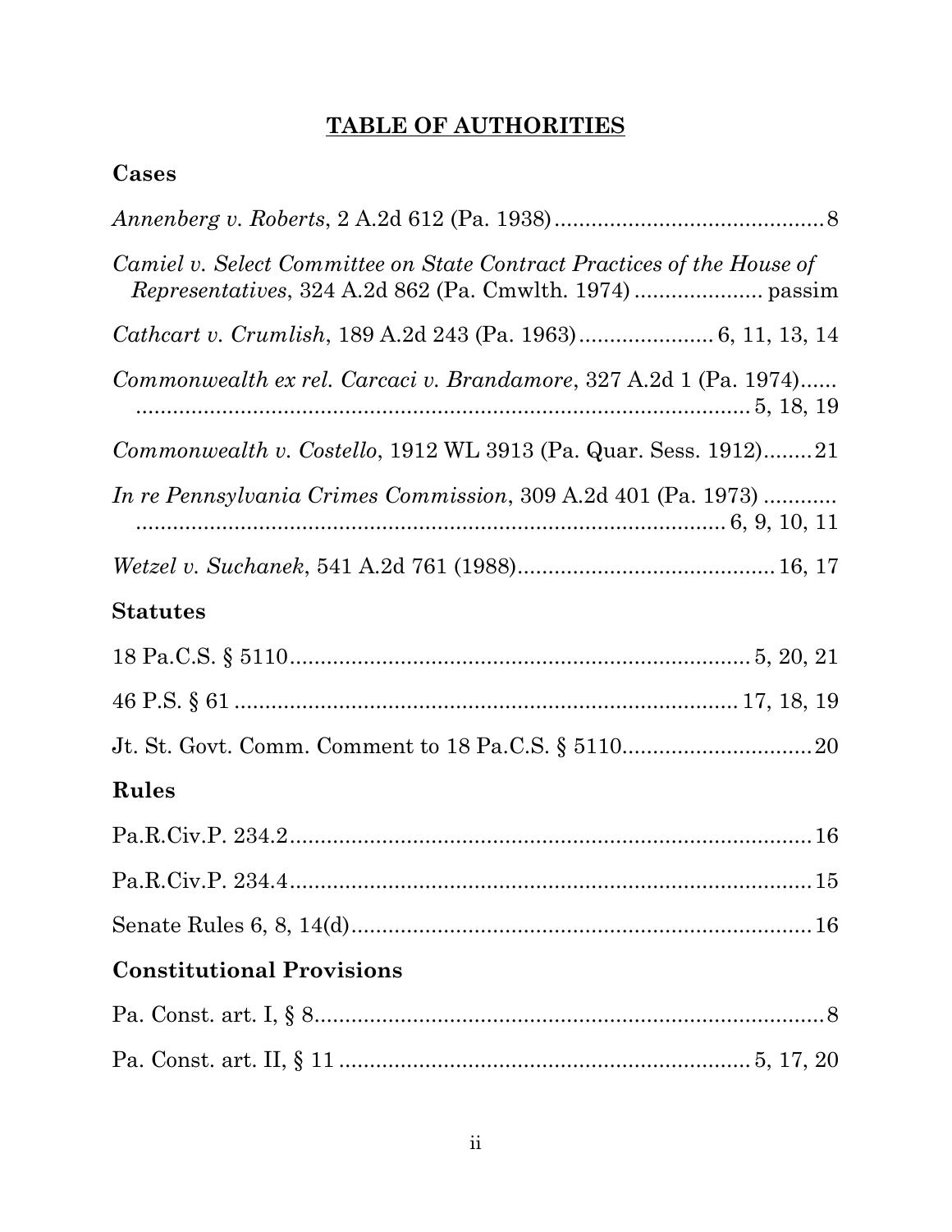# TABLE OF AUTHORITIES

## Cases

*Annenberg v. Roberts*, 2 A.2d 612 (Pa. 1938) ............................................ 8

*Camiel v. Select Committee on State Contract Practices of the House of Representatives*, 324 A.2d 862 (Pa. Cmwlth. 1974) ..................... passim

*Cathcart v. Crumlish*, 189 A.2d 243 (Pa. 1963) ...................... 6, 11, 13, 14

*Commonwealth ex rel. Carcaci v. Brandamore*, 327 A.2d 1 (Pa. 1974) ...... ........................................................................................ 5, 18, 19

*Commonwealth v. Costello*, 1912 WL 3913 (Pa. Quar. Sess. 1912) ........ 21

*In re Pennsylvania Crimes Commission*, 309 A.2d 401 (Pa. 1973) ............ .................................................................................. 6, 9, 10, 11

*Wetzel v. Suchanek*, 541 A.2d 761 (1988) .......................................... 16, 17

## Statutes

18 Pa.C.S. § 5110 .......................................................................... 5, 20, 21

46 P.S. § 61 ................................................................................ 17, 18, 19

Jt. St. Govt. Comm. Comment to 18 Pa.C.S. § 5110 ............................... 20

## Rules

Pa.R.Civ.P. 234.2 ...................................................................................... 16

Pa.R.Civ.P. 234.4 ...................................................................................... 15

Senate Rules 6, 8, 14(d) ............................................................................ 16

## Constitutional Provisions

Pa. Const. art. I, § 8 .................................................................................... 8

Pa. Const. art. II, § 11 ................................................................. 5, 17, 20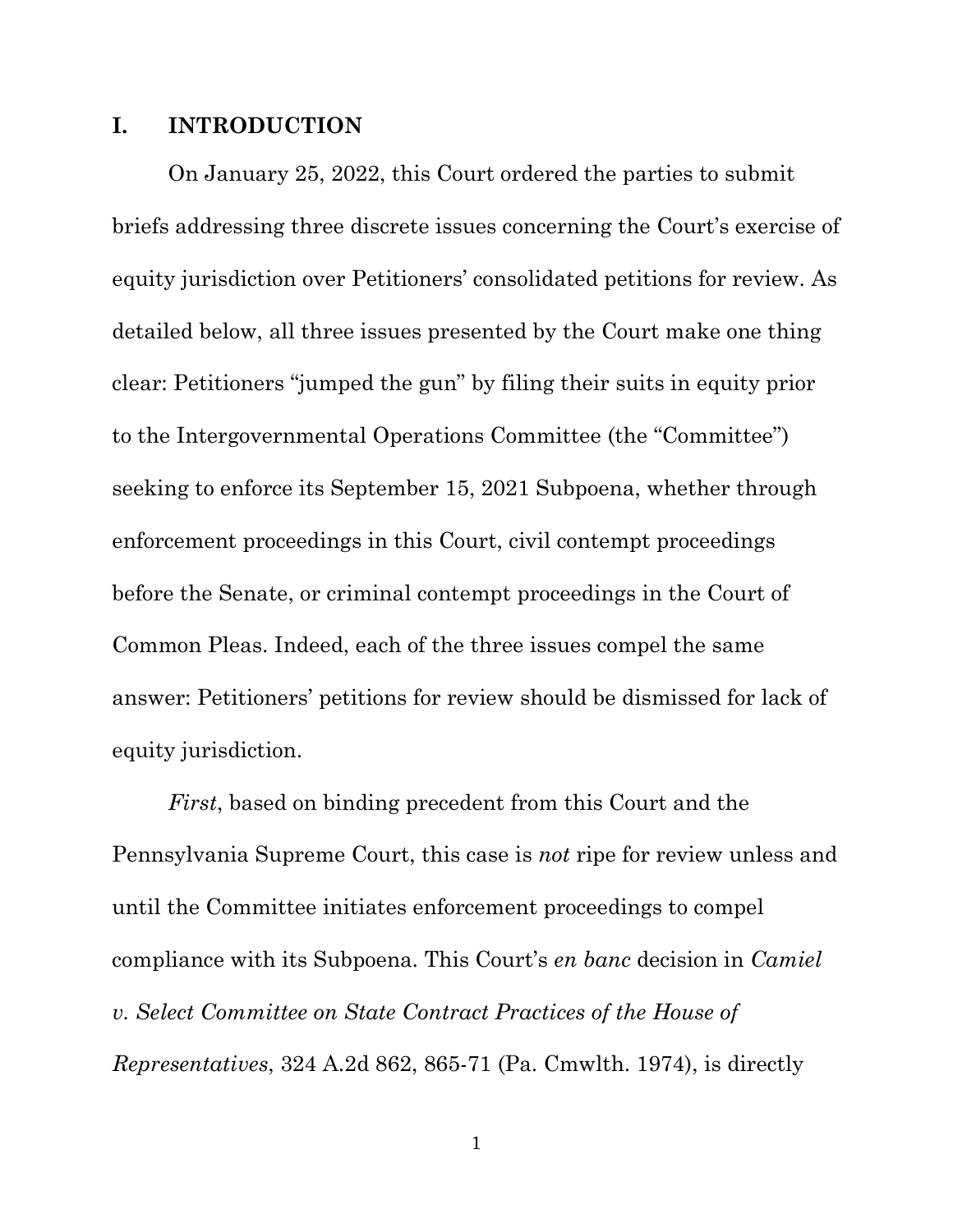## I. INTRODUCTION

On January 25, 2022, this Court ordered the parties to submit briefs addressing three discrete issues concerning the Court's exercise of equity jurisdiction over Petitioners' consolidated petitions for review. As detailed below, all three issues presented by the Court make one thing clear: Petitioners "jumped the gun" by filing their suits in equity prior to the Intergovernmental Operations Committee (the "Committee") seeking to enforce its September 15, 2021 Subpoena, whether through enforcement proceedings in this Court, civil contempt proceedings before the Senate, or criminal contempt proceedings in the Court of Common Pleas. Indeed, each of the three issues compel the same answer: Petitioners' petitions for review should be dismissed for lack of equity jurisdiction.

*First*, based on binding precedent from this Court and the Pennsylvania Supreme Court, this case is *not* ripe for review unless and until the Committee initiates enforcement proceedings to compel compliance with its Subpoena. This Court's *en banc* decision in *Camiel v. Select Committee on State Contract Practices of the House of Representatives*, 324 A.2d 862, 865-71 (Pa. Cmwlth. 1974), is directly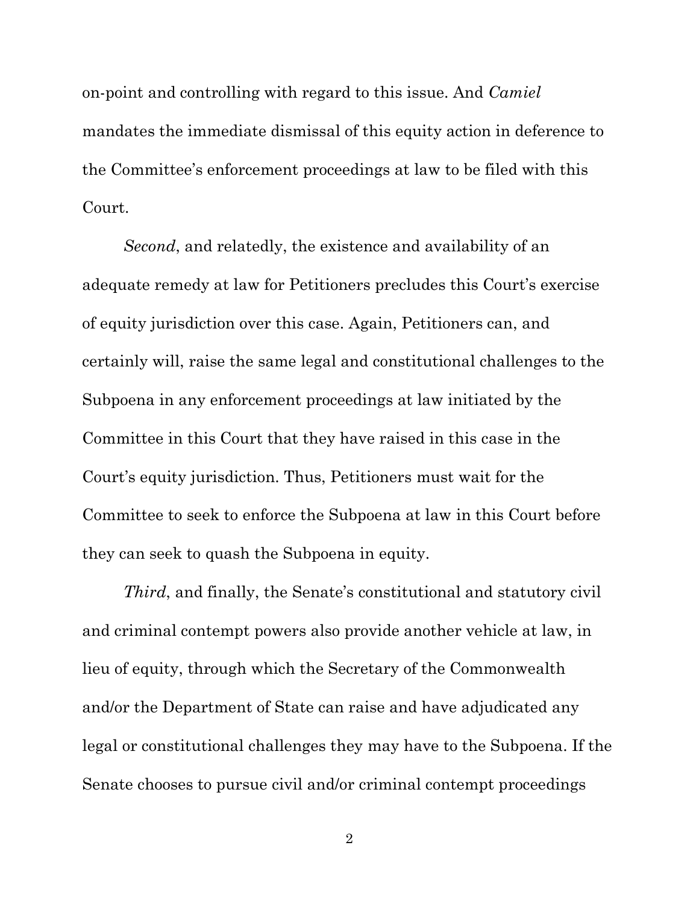on-point and controlling with regard to this issue. And *Camiel* mandates the immediate dismissal of this equity action in deference to the Committee's enforcement proceedings at law to be filed with this Court.

*Second*, and relatedly, the existence and availability of an adequate remedy at law for Petitioners precludes this Court's exercise of equity jurisdiction over this case. Again, Petitioners can, and certainly will, raise the same legal and constitutional challenges to the Subpoena in any enforcement proceedings at law initiated by the Committee in this Court that they have raised in this case in the Court's equity jurisdiction. Thus, Petitioners must wait for the Committee to seek to enforce the Subpoena at law in this Court before they can seek to quash the Subpoena in equity.

*Third*, and finally, the Senate's constitutional and statutory civil and criminal contempt powers also provide another vehicle at law, in lieu of equity, through which the Secretary of the Commonwealth and/or the Department of State can raise and have adjudicated any legal or constitutional challenges they may have to the Subpoena. If the Senate chooses to pursue civil and/or criminal contempt proceedings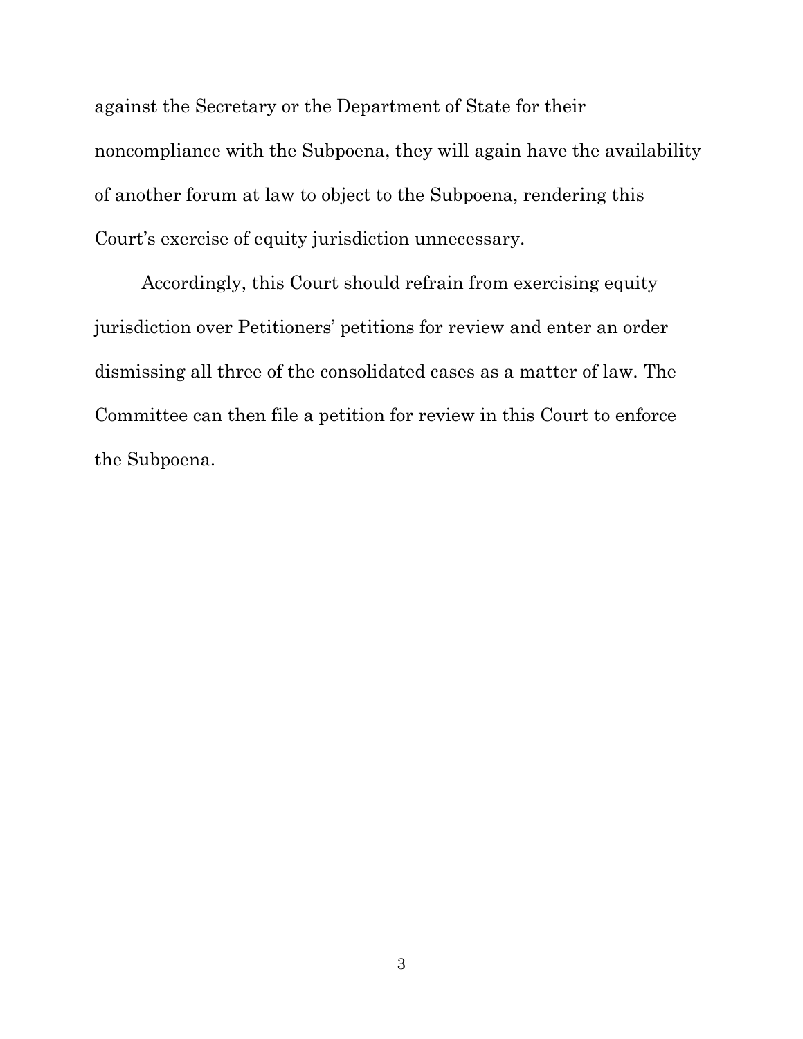against the Secretary or the Department of State for their noncompliance with the Subpoena, they will again have the availability of another forum at law to object to the Subpoena, rendering this Court's exercise of equity jurisdiction unnecessary.

Accordingly, this Court should refrain from exercising equity jurisdiction over Petitioners' petitions for review and enter an order dismissing all three of the consolidated cases as a matter of law. The Committee can then file a petition for review in this Court to enforce the Subpoena.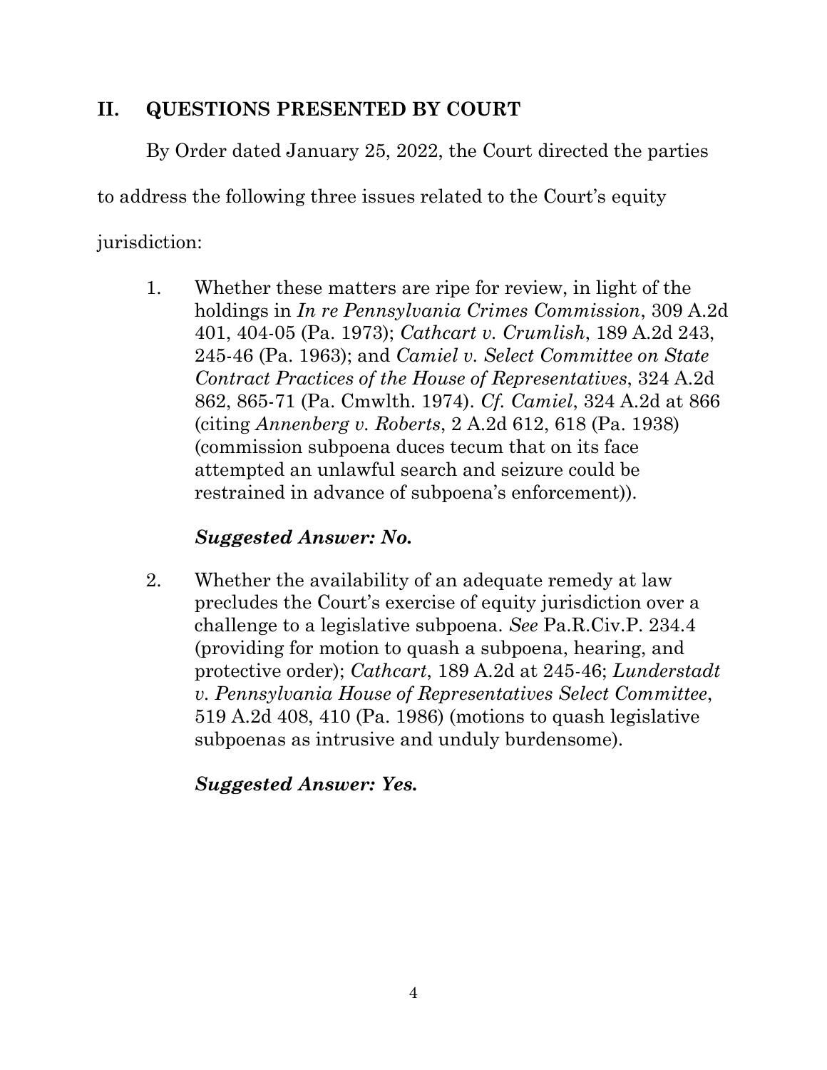## II. QUESTIONS PRESENTED BY COURT

By Order dated January 25, 2022, the Court directed the parties to address the following three issues related to the Court's equity jurisdiction:

1. Whether these matters are ripe for review, in light of the holdings in *In re Pennsylvania Crimes Commission*, 309 A.2d 401, 404-05 (Pa. 1973); *Cathcart v. Crumlish*, 189 A.2d 243, 245-46 (Pa. 1963); and *Camiel v. Select Committee on State Contract Practices of the House of Representatives*, 324 A.2d 862, 865-71 (Pa. Cmwlth. 1974). *Cf. Camiel*, 324 A.2d at 866 (citing *Annenberg v. Roberts*, 2 A.2d 612, 618 (Pa. 1938) (commission subpoena duces tecum that on its face attempted an unlawful search and seizure could be restrained in advance of subpoena's enforcement)).

   ***Suggested Answer: No.***

2. Whether the availability of an adequate remedy at law precludes the Court's exercise of equity jurisdiction over a challenge to a legislative subpoena. *See* Pa.R.Civ.P. 234.4 (providing for motion to quash a subpoena, hearing, and protective order); *Cathcart*, 189 A.2d at 245-46; *Lunderstadt v. Pennsylvania House of Representatives Select Committee*, 519 A.2d 408, 410 (Pa. 1986) (motions to quash legislative subpoenas as intrusive and unduly burdensome).

   ***Suggested Answer: Yes.***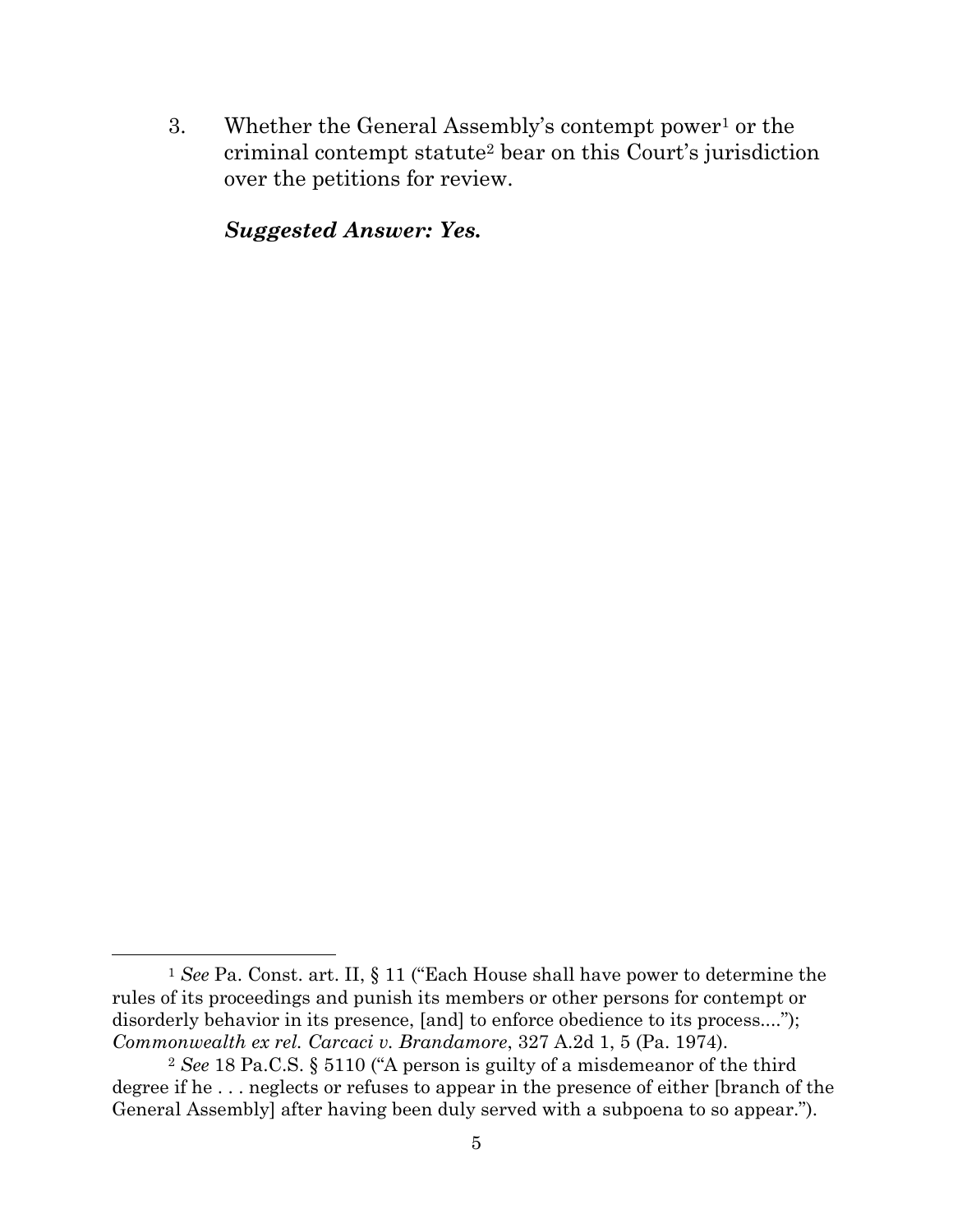3. Whether the General Assembly's contempt power[1] or the criminal contempt statute[2] bear on this Court's jurisdiction over the petitions for review.

***Suggested Answer: Yes.***

---

[1] *See* Pa. Const. art. II, § 11 ("Each House shall have power to determine the rules of its proceedings and punish its members or other persons for contempt or disorderly behavior in its presence, [and] to enforce obedience to its process...."); *Commonwealth ex rel. Carcaci v. Brandamore*, 327 A.2d 1, 5 (Pa. 1974).

[2] *See* 18 Pa.C.S. § 5110 ("A person is guilty of a misdemeanor of the third degree if he . . . neglects or refuses to appear in the presence of either [branch of the General Assembly] after having been duly served with a subpoena to so appear.").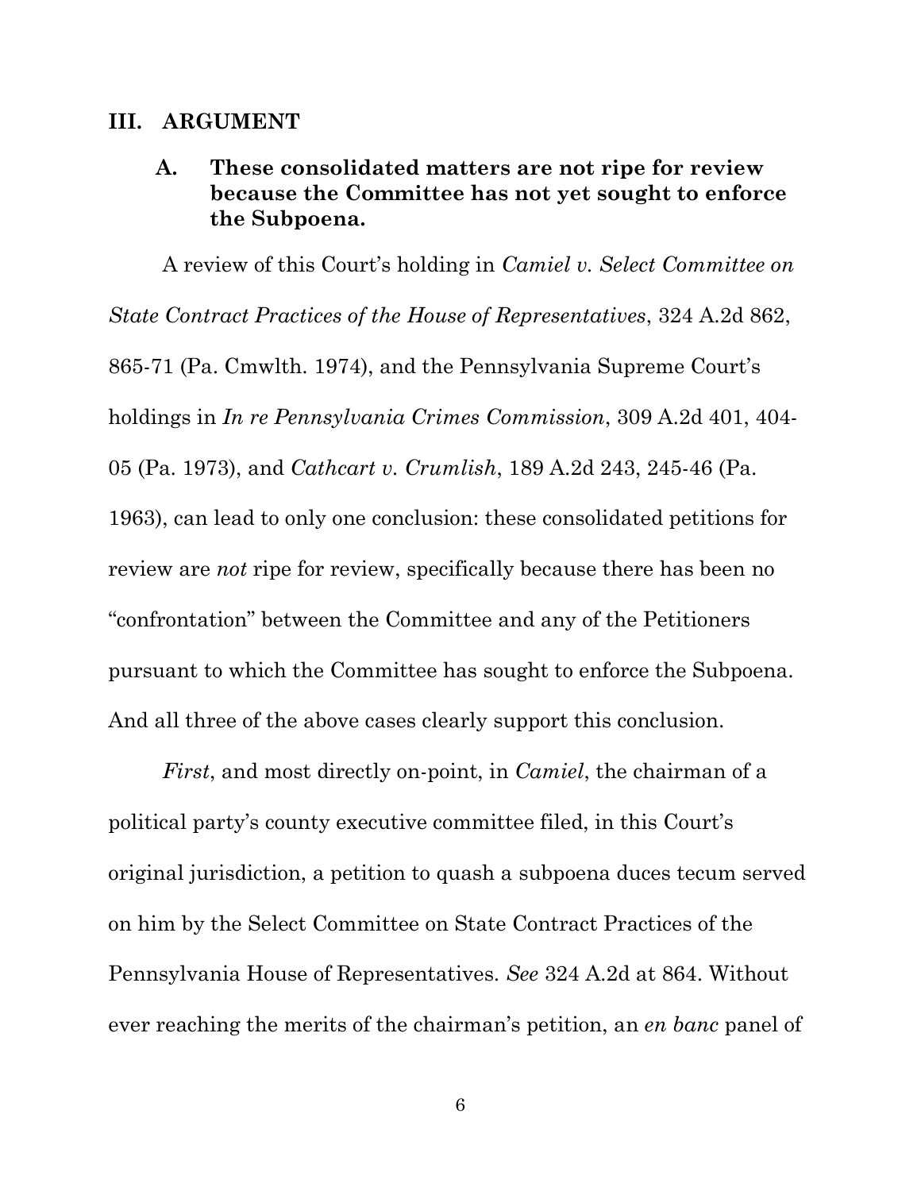## III. ARGUMENT

### A. These consolidated matters are not ripe for review because the Committee has not yet sought to enforce the Subpoena.

A review of this Court's holding in *Camiel v. Select Committee on State Contract Practices of the House of Representatives*, 324 A.2d 862, 865-71 (Pa. Cmwlth. 1974), and the Pennsylvania Supreme Court's holdings in *In re Pennsylvania Crimes Commission*, 309 A.2d 401, 404-05 (Pa. 1973), and *Cathcart v. Crumlish*, 189 A.2d 243, 245-46 (Pa. 1963), can lead to only one conclusion: these consolidated petitions for review are *not* ripe for review, specifically because there has been no "confrontation" between the Committee and any of the Petitioners pursuant to which the Committee has sought to enforce the Subpoena. And all three of the above cases clearly support this conclusion.

*First*, and most directly on-point, in *Camiel*, the chairman of a political party's county executive committee filed, in this Court's original jurisdiction, a petition to quash a subpoena duces tecum served on him by the Select Committee on State Contract Practices of the Pennsylvania House of Representatives. *See* 324 A.2d at 864. Without ever reaching the merits of the chairman's petition, an *en banc* panel of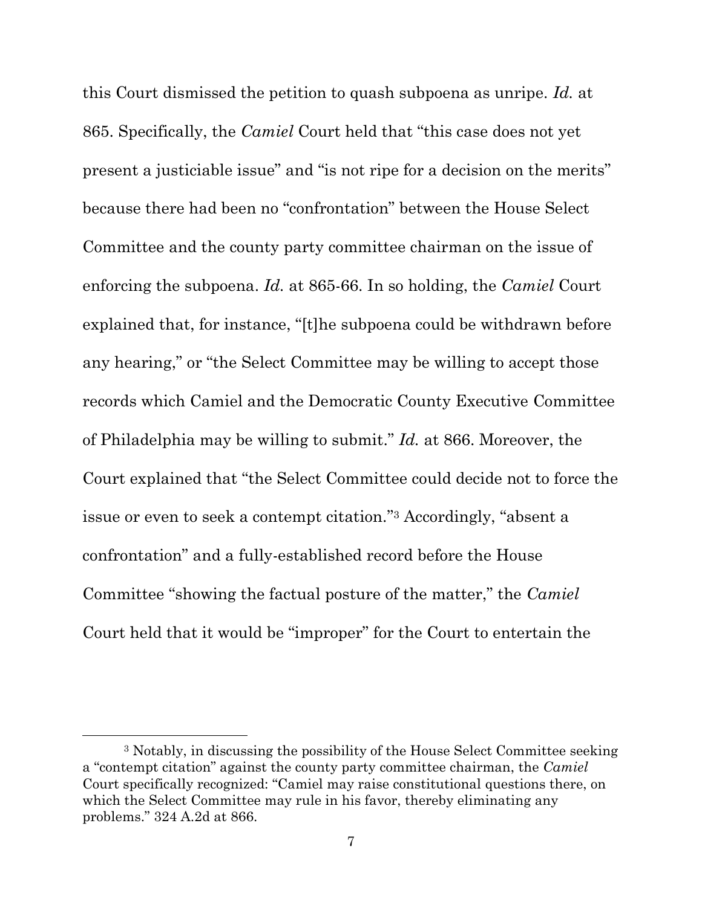this Court dismissed the petition to quash subpoena as unripe. *Id.* at 865. Specifically, the *Camiel* Court held that "this case does not yet present a justiciable issue" and "is not ripe for a decision on the merits" because there had been no "confrontation" between the House Select Committee and the county party committee chairman on the issue of enforcing the subpoena. *Id.* at 865-66. In so holding, the *Camiel* Court explained that, for instance, "[t]he subpoena could be withdrawn before any hearing," or "the Select Committee may be willing to accept those records which Camiel and the Democratic County Executive Committee of Philadelphia may be willing to submit." *Id.* at 866. Moreover, the Court explained that "the Select Committee could decide not to force the issue or even to seek a contempt citation."[3] Accordingly, "absent a confrontation" and a fully-established record before the House Committee "showing the factual posture of the matter," the *Camiel* Court held that it would be "improper" for the Court to entertain the

---

[3] Notably, in discussing the possibility of the House Select Committee seeking a "contempt citation" against the county party committee chairman, the *Camiel* Court specifically recognized: "Camiel may raise constitutional questions there, on which the Select Committee may rule in his favor, thereby eliminating any problems." 324 A.2d at 866.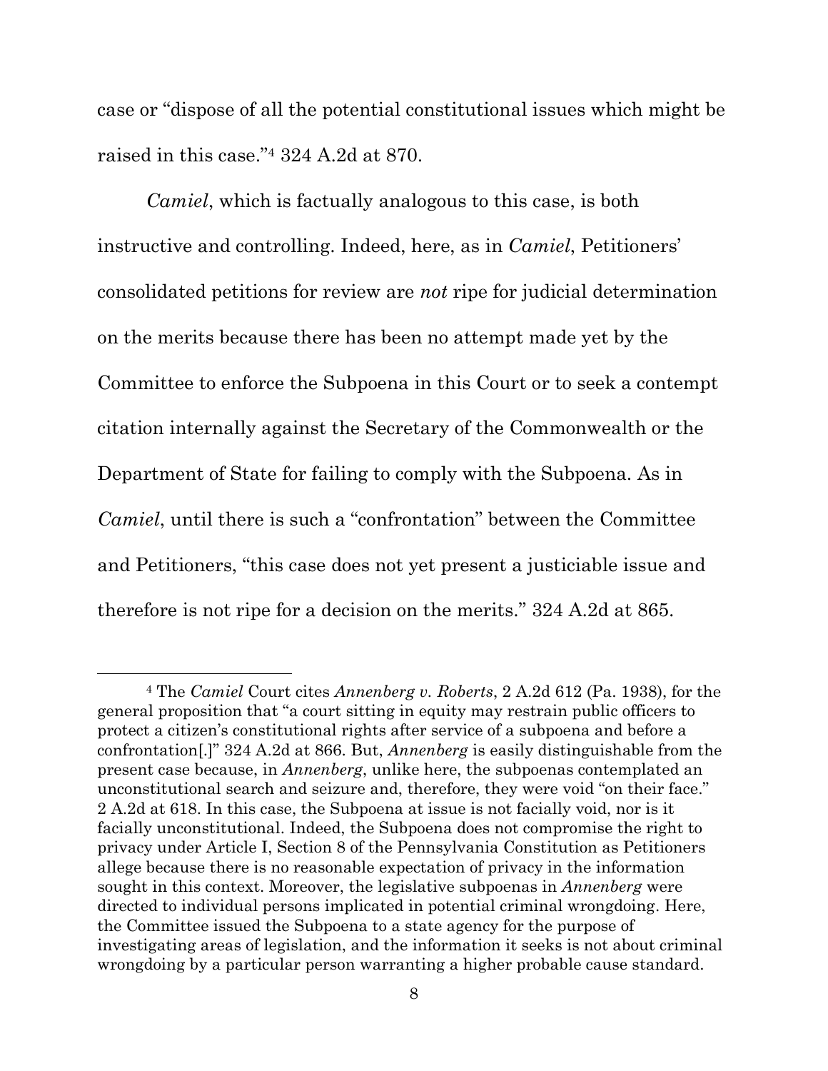case or "dispose of all the potential constitutional issues which might be raised in this case."[4] 324 A.2d at 870.

*Camiel*, which is factually analogous to this case, is both instructive and controlling. Indeed, here, as in *Camiel*, Petitioners' consolidated petitions for review are *not* ripe for judicial determination on the merits because there has been no attempt made yet by the Committee to enforce the Subpoena in this Court or to seek a contempt citation internally against the Secretary of the Commonwealth or the Department of State for failing to comply with the Subpoena. As in *Camiel*, until there is such a "confrontation" between the Committee and Petitioners, "this case does not yet present a justiciable issue and therefore is not ripe for a decision on the merits." 324 A.2d at 865.

---

[4] The *Camiel* Court cites *Annenberg v. Roberts*, 2 A.2d 612 (Pa. 1938), for the general proposition that "a court sitting in equity may restrain public officers to protect a citizen's constitutional rights after service of a subpoena and before a confrontation[.]" 324 A.2d at 866. But, *Annenberg* is easily distinguishable from the present case because, in *Annenberg*, unlike here, the subpoenas contemplated an unconstitutional search and seizure and, therefore, they were void "on their face." 2 A.2d at 618. In this case, the Subpoena at issue is not facially void, nor is it facially unconstitutional. Indeed, the Subpoena does not compromise the right to privacy under Article I, Section 8 of the Pennsylvania Constitution as Petitioners allege because there is no reasonable expectation of privacy in the information sought in this context. Moreover, the legislative subpoenas in *Annenberg* were directed to individual persons implicated in potential criminal wrongdoing. Here, the Committee issued the Subpoena to a state agency for the purpose of investigating areas of legislation, and the information it seeks is not about criminal wrongdoing by a particular person warranting a higher probable cause standard.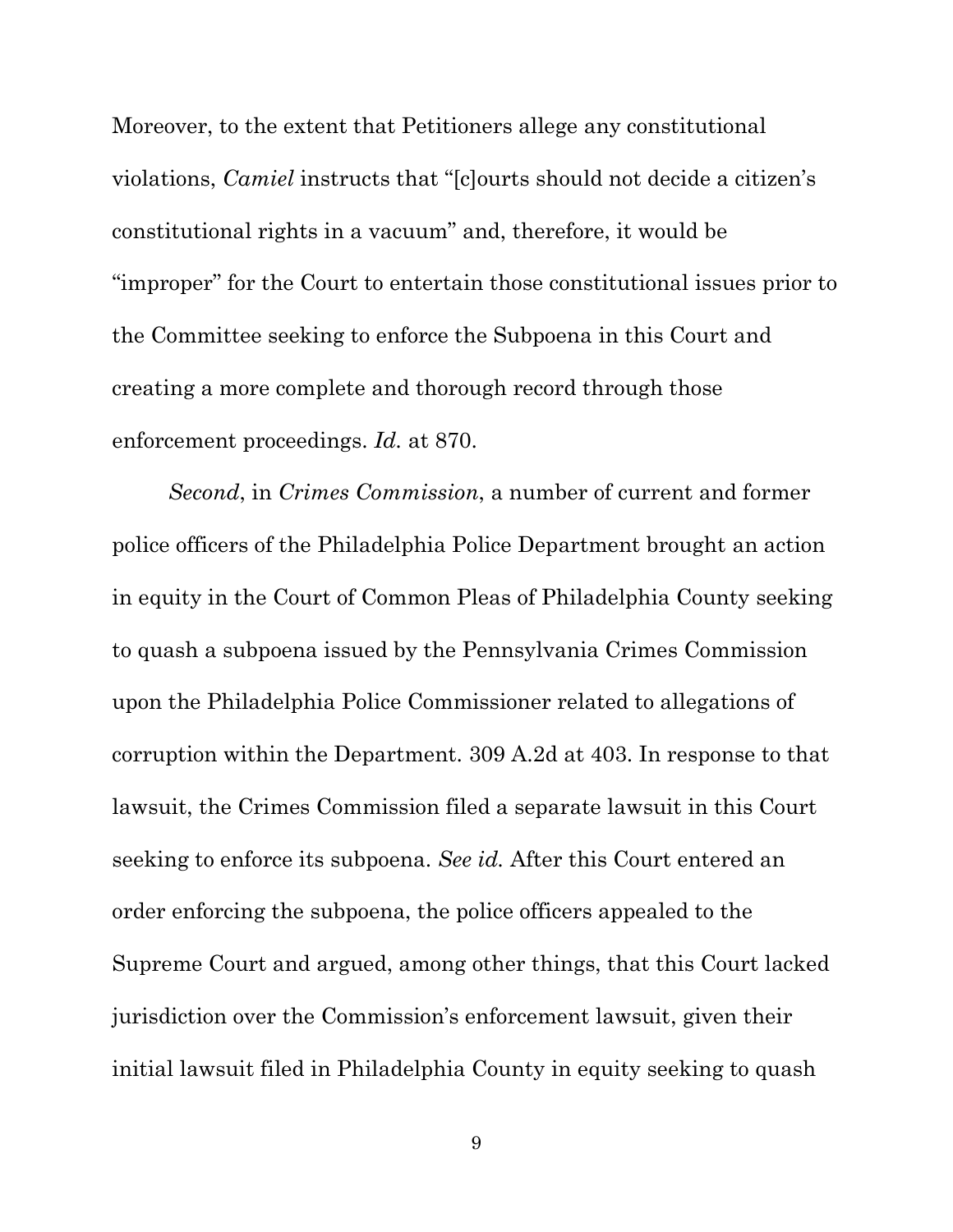Moreover, to the extent that Petitioners allege any constitutional violations, *Camiel* instructs that "[c]ourts should not decide a citizen's constitutional rights in a vacuum" and, therefore, it would be "improper" for the Court to entertain those constitutional issues prior to the Committee seeking to enforce the Subpoena in this Court and creating a more complete and thorough record through those enforcement proceedings. *Id.* at 870.

*Second*, in *Crimes Commission*, a number of current and former police officers of the Philadelphia Police Department brought an action in equity in the Court of Common Pleas of Philadelphia County seeking to quash a subpoena issued by the Pennsylvania Crimes Commission upon the Philadelphia Police Commissioner related to allegations of corruption within the Department. 309 A.2d at 403. In response to that lawsuit, the Crimes Commission filed a separate lawsuit in this Court seeking to enforce its subpoena. *See id.* After this Court entered an order enforcing the subpoena, the police officers appealed to the Supreme Court and argued, among other things, that this Court lacked jurisdiction over the Commission's enforcement lawsuit, given their initial lawsuit filed in Philadelphia County in equity seeking to quash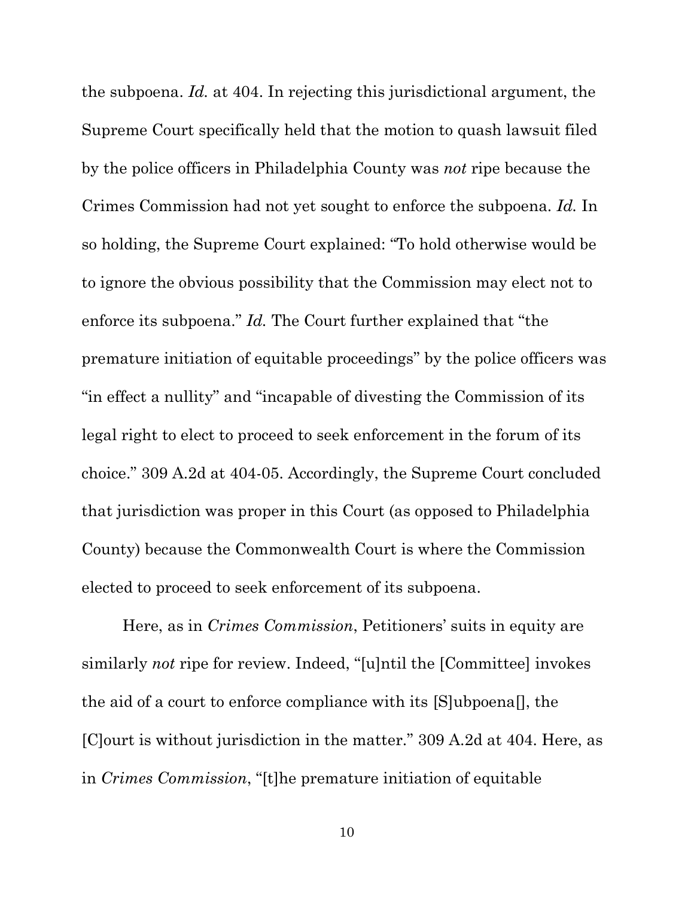the subpoena. *Id.* at 404. In rejecting this jurisdictional argument, the Supreme Court specifically held that the motion to quash lawsuit filed by the police officers in Philadelphia County was *not* ripe because the Crimes Commission had not yet sought to enforce the subpoena. *Id.* In so holding, the Supreme Court explained: "To hold otherwise would be to ignore the obvious possibility that the Commission may elect not to enforce its subpoena." *Id.* The Court further explained that "the premature initiation of equitable proceedings" by the police officers was "in effect a nullity" and "incapable of divesting the Commission of its legal right to elect to proceed to seek enforcement in the forum of its choice." 309 A.2d at 404-05. Accordingly, the Supreme Court concluded that jurisdiction was proper in this Court (as opposed to Philadelphia County) because the Commonwealth Court is where the Commission elected to proceed to seek enforcement of its subpoena.

Here, as in *Crimes Commission*, Petitioners' suits in equity are similarly *not* ripe for review. Indeed, "[u]ntil the [Committee] invokes the aid of a court to enforce compliance with its [S]ubpoena[], the [C]ourt is without jurisdiction in the matter." 309 A.2d at 404. Here, as in *Crimes Commission*, "[t]he premature initiation of equitable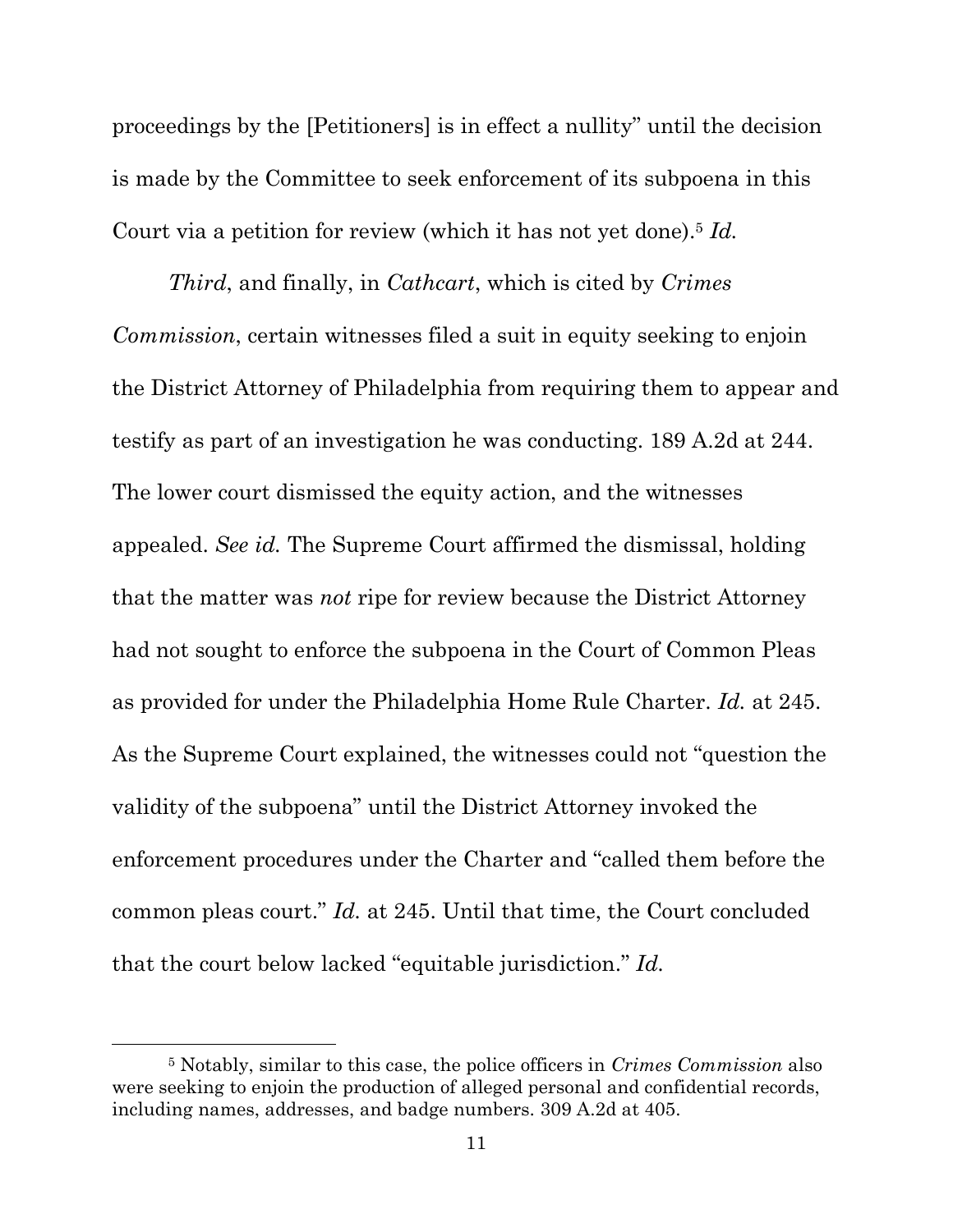proceedings by the [Petitioners] is in effect a nullity" until the decision is made by the Committee to seek enforcement of its subpoena in this Court via a petition for review (which it has not yet done).[5] *Id.*

*Third*, and finally, in *Cathcart*, which is cited by *Crimes Commission*, certain witnesses filed a suit in equity seeking to enjoin the District Attorney of Philadelphia from requiring them to appear and testify as part of an investigation he was conducting. 189 A.2d at 244. The lower court dismissed the equity action, and the witnesses appealed. *See id.* The Supreme Court affirmed the dismissal, holding that the matter was *not* ripe for review because the District Attorney had not sought to enforce the subpoena in the Court of Common Pleas as provided for under the Philadelphia Home Rule Charter. *Id.* at 245. As the Supreme Court explained, the witnesses could not "question the validity of the subpoena" until the District Attorney invoked the enforcement procedures under the Charter and "called them before the common pleas court." *Id.* at 245. Until that time, the Court concluded that the court below lacked "equitable jurisdiction." *Id.*

---

[5] Notably, similar to this case, the police officers in *Crimes Commission* also were seeking to enjoin the production of alleged personal and confidential records, including names, addresses, and badge numbers. 309 A.2d at 405.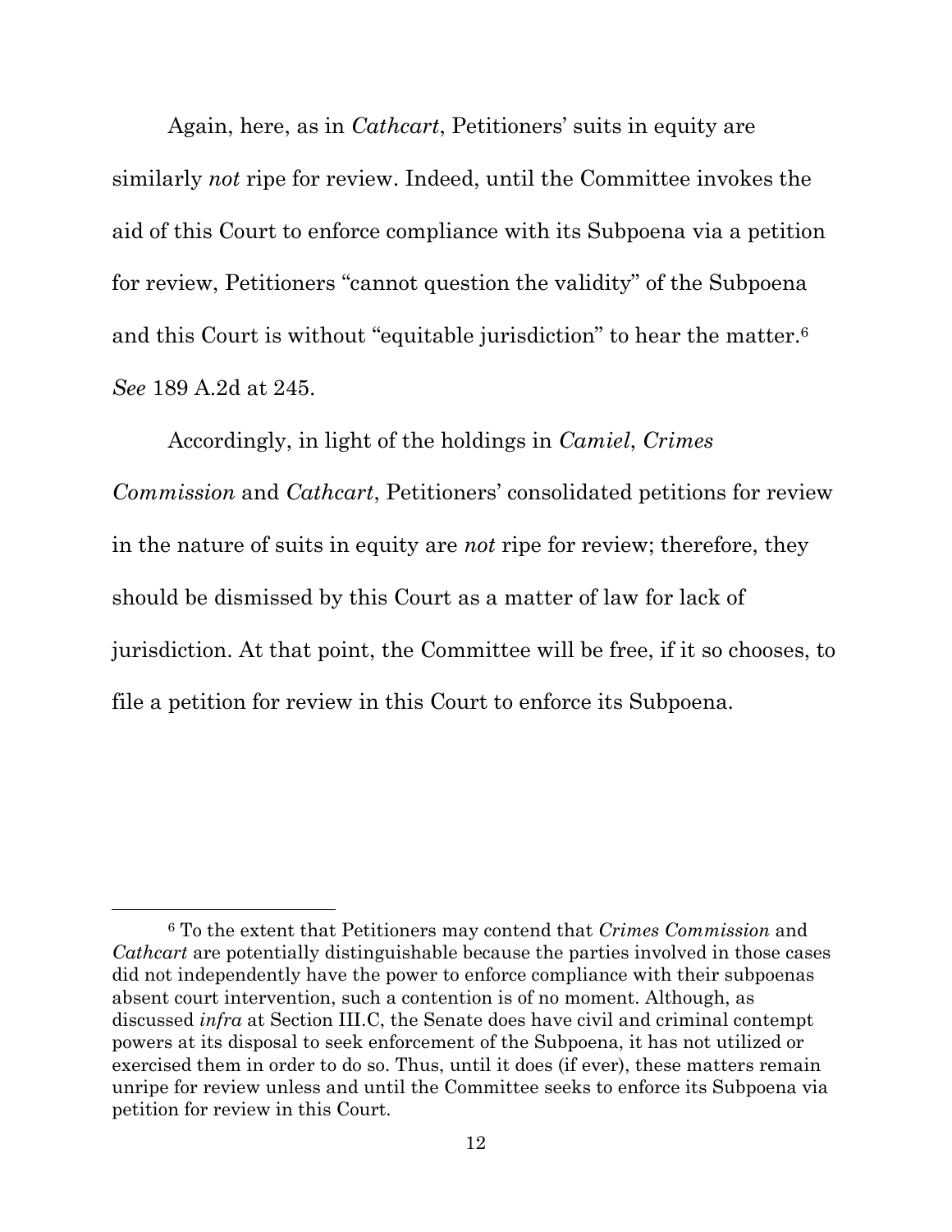Again, here, as in *Cathcart*, Petitioners' suits in equity are similarly *not* ripe for review. Indeed, until the Committee invokes the aid of this Court to enforce compliance with its Subpoena via a petition for review, Petitioners "cannot question the validity" of the Subpoena and this Court is without "equitable jurisdiction" to hear the matter.[6] *See* 189 A.2d at 245.

Accordingly, in light of the holdings in *Camiel*, *Crimes Commission* and *Cathcart*, Petitioners' consolidated petitions for review in the nature of suits in equity are *not* ripe for review; therefore, they should be dismissed by this Court as a matter of law for lack of jurisdiction. At that point, the Committee will be free, if it so chooses, to file a petition for review in this Court to enforce its Subpoena.

---

[6] To the extent that Petitioners may contend that *Crimes Commission* and *Cathcart* are potentially distinguishable because the parties involved in those cases did not independently have the power to enforce compliance with their subpoenas absent court intervention, such a contention is of no moment. Although, as discussed *infra* at Section III.C, the Senate does have civil and criminal contempt powers at its disposal to seek enforcement of the Subpoena, it has not utilized or exercised them in order to do so. Thus, until it does (if ever), these matters remain unripe for review unless and until the Committee seeks to enforce its Subpoena via petition for review in this Court.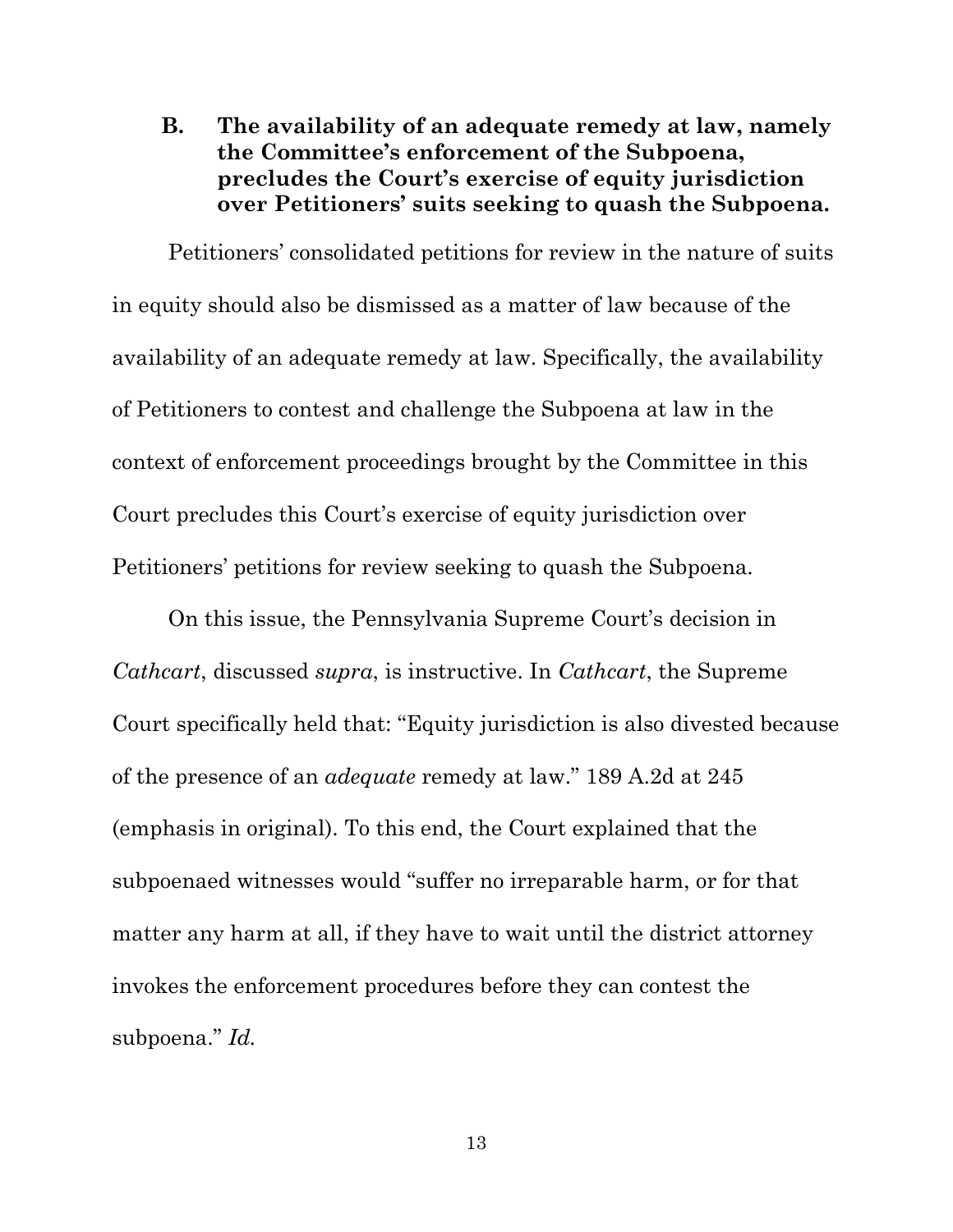### B. The availability of an adequate remedy at law, namely the Committee's enforcement of the Subpoena, precludes the Court's exercise of equity jurisdiction over Petitioners' suits seeking to quash the Subpoena.

Petitioners' consolidated petitions for review in the nature of suits in equity should also be dismissed as a matter of law because of the availability of an adequate remedy at law. Specifically, the availability of Petitioners to contest and challenge the Subpoena at law in the context of enforcement proceedings brought by the Committee in this Court precludes this Court's exercise of equity jurisdiction over Petitioners' petitions for review seeking to quash the Subpoena.

On this issue, the Pennsylvania Supreme Court's decision in *Cathcart*, discussed *supra*, is instructive. In *Cathcart*, the Supreme Court specifically held that: "Equity jurisdiction is also divested because of the presence of an *adequate* remedy at law." 189 A.2d at 245 (emphasis in original). To this end, the Court explained that the subpoenaed witnesses would "suffer no irreparable harm, or for that matter any harm at all, if they have to wait until the district attorney invokes the enforcement procedures before they can contest the subpoena." *Id.*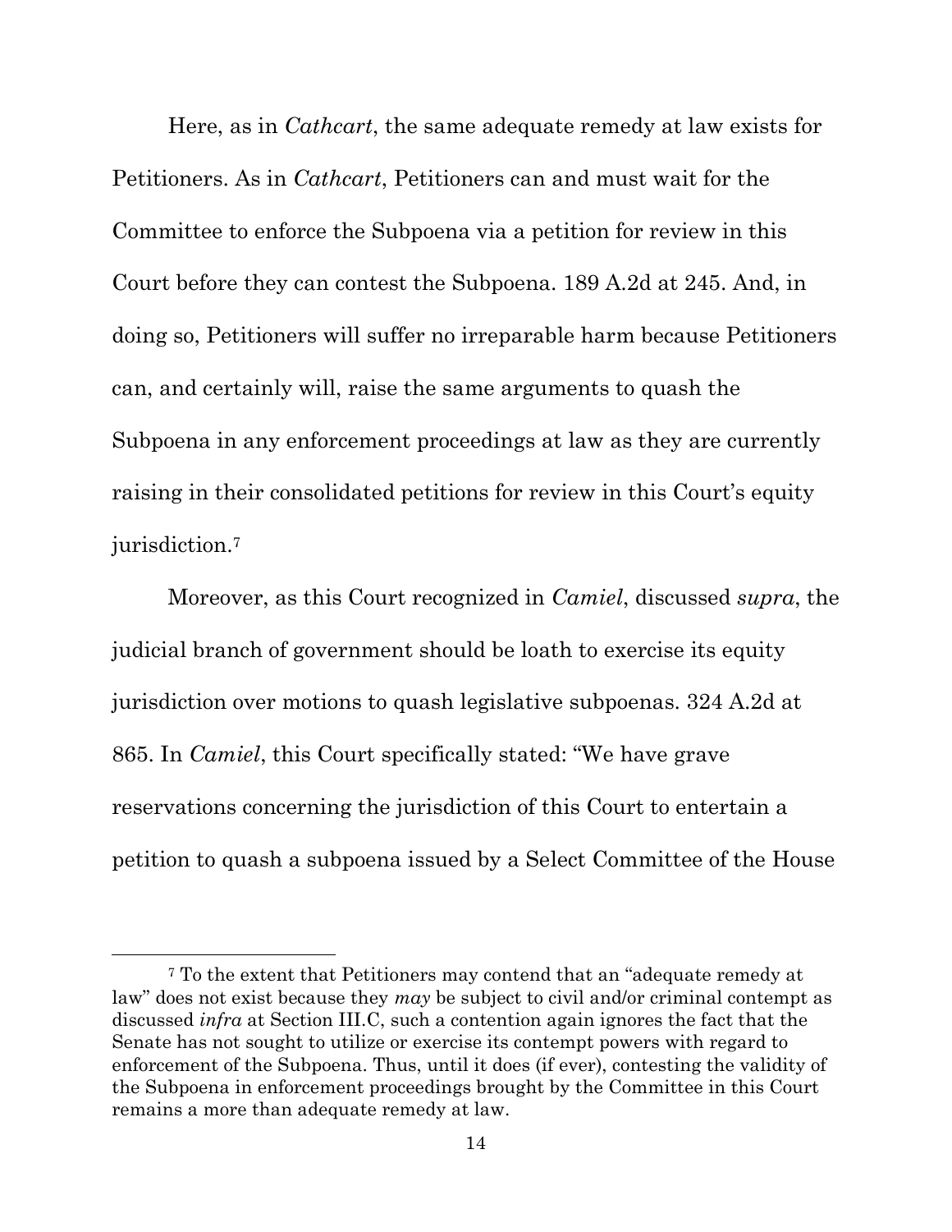Here, as in *Cathcart*, the same adequate remedy at law exists for Petitioners. As in *Cathcart*, Petitioners can and must wait for the Committee to enforce the Subpoena via a petition for review in this Court before they can contest the Subpoena. 189 A.2d at 245. And, in doing so, Petitioners will suffer no irreparable harm because Petitioners can, and certainly will, raise the same arguments to quash the Subpoena in any enforcement proceedings at law as they are currently raising in their consolidated petitions for review in this Court's equity jurisdiction.[7]

Moreover, as this Court recognized in *Camiel*, discussed *supra*, the judicial branch of government should be loath to exercise its equity jurisdiction over motions to quash legislative subpoenas. 324 A.2d at 865. In *Camiel*, this Court specifically stated: "We have grave reservations concerning the jurisdiction of this Court to entertain a petition to quash a subpoena issued by a Select Committee of the House

---

[7] To the extent that Petitioners may contend that an "adequate remedy at law" does not exist because they *may* be subject to civil and/or criminal contempt as discussed *infra* at Section III.C, such a contention again ignores the fact that the Senate has not sought to utilize or exercise its contempt powers with regard to enforcement of the Subpoena. Thus, until it does (if ever), contesting the validity of the Subpoena in enforcement proceedings brought by the Committee in this Court remains a more than adequate remedy at law.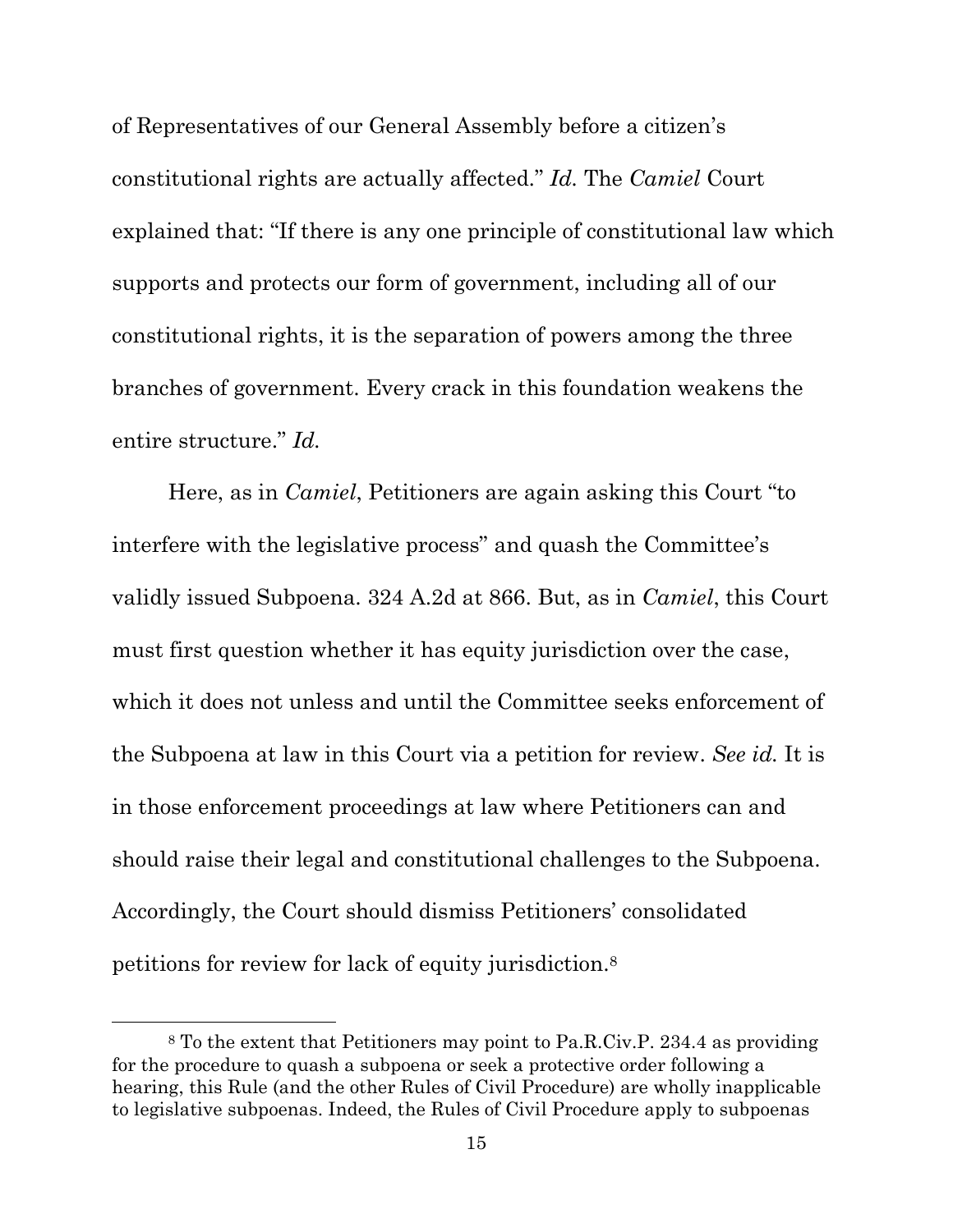of Representatives of our General Assembly before a citizen's constitutional rights are actually affected." *Id.* The *Camiel* Court explained that: "If there is any one principle of constitutional law which supports and protects our form of government, including all of our constitutional rights, it is the separation of powers among the three branches of government. Every crack in this foundation weakens the entire structure." *Id.*

Here, as in *Camiel*, Petitioners are again asking this Court "to interfere with the legislative process" and quash the Committee's validly issued Subpoena. 324 A.2d at 866. But, as in *Camiel*, this Court must first question whether it has equity jurisdiction over the case, which it does not unless and until the Committee seeks enforcement of the Subpoena at law in this Court via a petition for review. *See id.* It is in those enforcement proceedings at law where Petitioners can and should raise their legal and constitutional challenges to the Subpoena. Accordingly, the Court should dismiss Petitioners' consolidated petitions for review for lack of equity jurisdiction.[8]

[8] To the extent that Petitioners may point to Pa.R.Civ.P. 234.4 as providing for the procedure to quash a subpoena or seek a protective order following a hearing, this Rule (and the other Rules of Civil Procedure) are wholly inapplicable to legislative subpoenas. Indeed, the Rules of Civil Procedure apply to subpoenas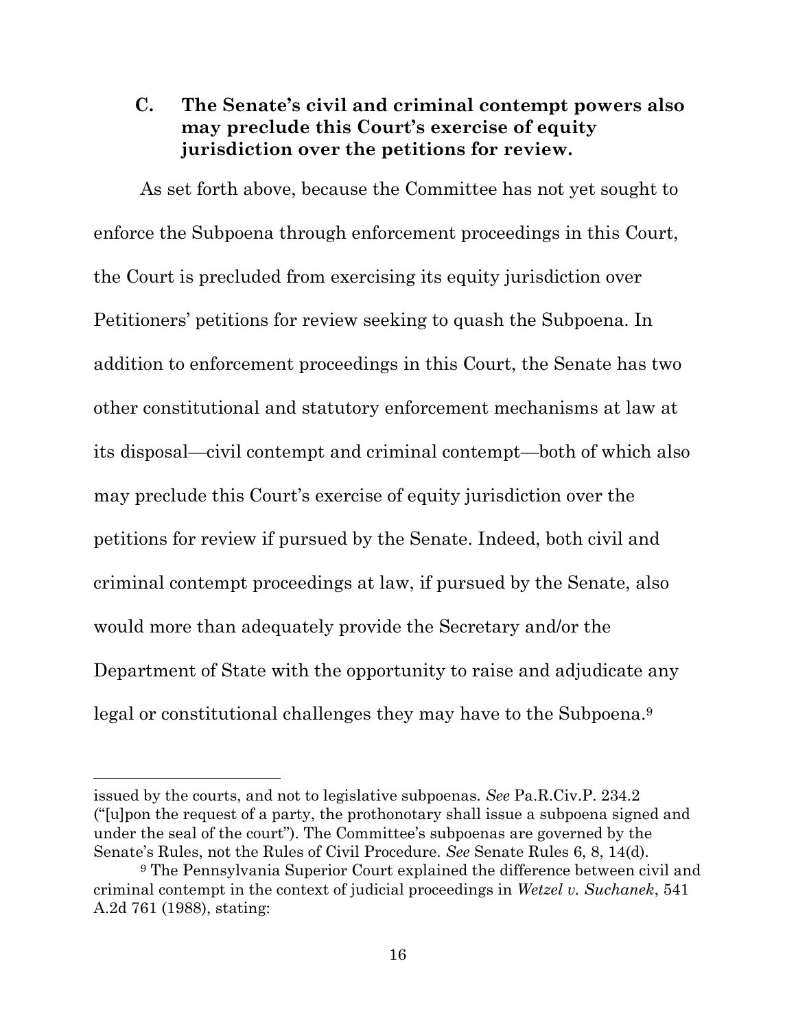### C. The Senate's civil and criminal contempt powers also may preclude this Court's exercise of equity jurisdiction over the petitions for review.

As set forth above, because the Committee has not yet sought to enforce the Subpoena through enforcement proceedings in this Court, the Court is precluded from exercising its equity jurisdiction over Petitioners' petitions for review seeking to quash the Subpoena. In addition to enforcement proceedings in this Court, the Senate has two other constitutional and statutory enforcement mechanisms at law at its disposal—civil contempt and criminal contempt—both of which also may preclude this Court's exercise of equity jurisdiction over the petitions for review if pursued by the Senate. Indeed, both civil and criminal contempt proceedings at law, if pursued by the Senate, also would more than adequately provide the Secretary and/or the Department of State with the opportunity to raise and adjudicate any legal or constitutional challenges they may have to the Subpoena.[9]

---

issued by the courts, and not to legislative subpoenas. *See* Pa.R.Civ.P. 234.2 ("[u]pon the request of a party, the prothonotary shall issue a subpoena signed and under the seal of the court"). The Committee's subpoenas are governed by the Senate's Rules, not the Rules of Civil Procedure. *See* Senate Rules 6, 8, 14(d).

[9] The Pennsylvania Superior Court explained the difference between civil and criminal contempt in the context of judicial proceedings in *Wetzel v. Suchanek*, 541 A.2d 761 (1988), stating: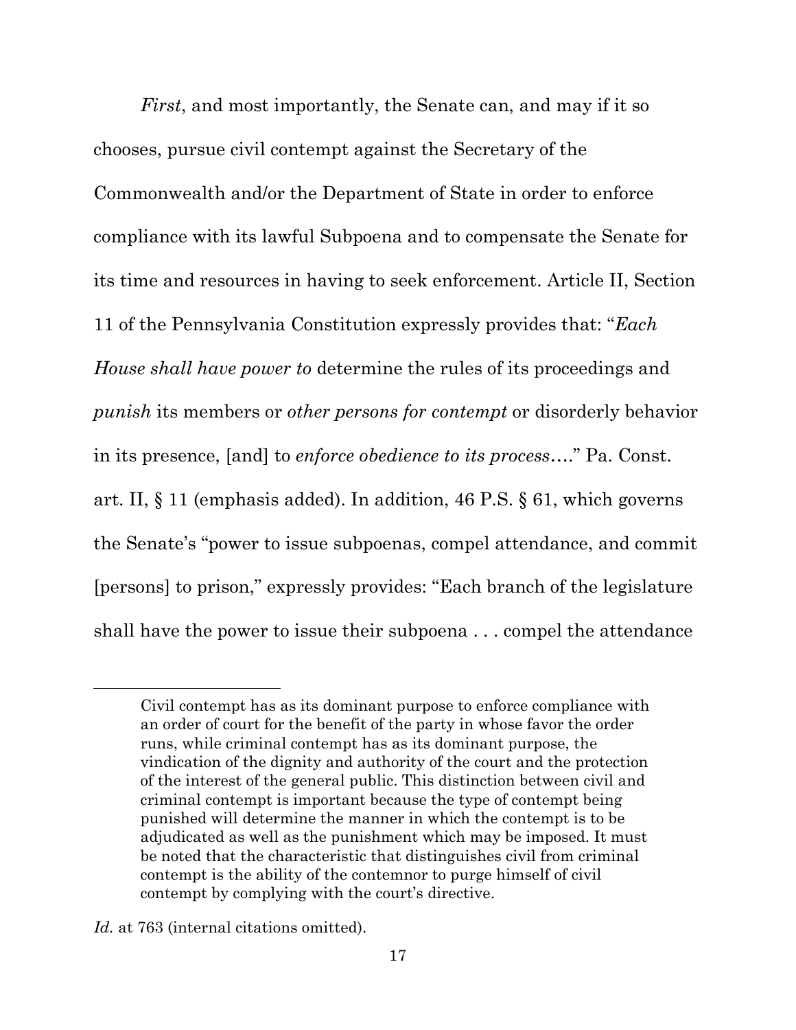*First*, and most importantly, the Senate can, and may if it so chooses, pursue civil contempt against the Secretary of the Commonwealth and/or the Department of State in order to enforce compliance with its lawful Subpoena and to compensate the Senate for its time and resources in having to seek enforcement. Article II, Section 11 of the Pennsylvania Constitution expressly provides that: "*Each House shall have power to* determine the rules of its proceedings and *punish* its members or *other persons for contempt* or disorderly behavior in its presence, [and] to *enforce obedience to its process*…." Pa. Const. art. II, § 11 (emphasis added). In addition, 46 P.S. § 61, which governs the Senate's "power to issue subpoenas, compel attendance, and commit [persons] to prison," expressly provides: "Each branch of the legislature shall have the power to issue their subpoena . . . compel the attendance

---

> Civil contempt has as its dominant purpose to enforce compliance with an order of court for the benefit of the party in whose favor the order runs, while criminal contempt has as its dominant purpose, the vindication of the dignity and authority of the court and the protection of the interest of the general public. This distinction between civil and criminal contempt is important because the type of contempt being punished will determine the manner in which the contempt is to be adjudicated as well as the punishment which may be imposed. It must be noted that the characteristic that distinguishes civil from criminal contempt is the ability of the contemnor to purge himself of civil contempt by complying with the court's directive.

*Id.* at 763 (internal citations omitted).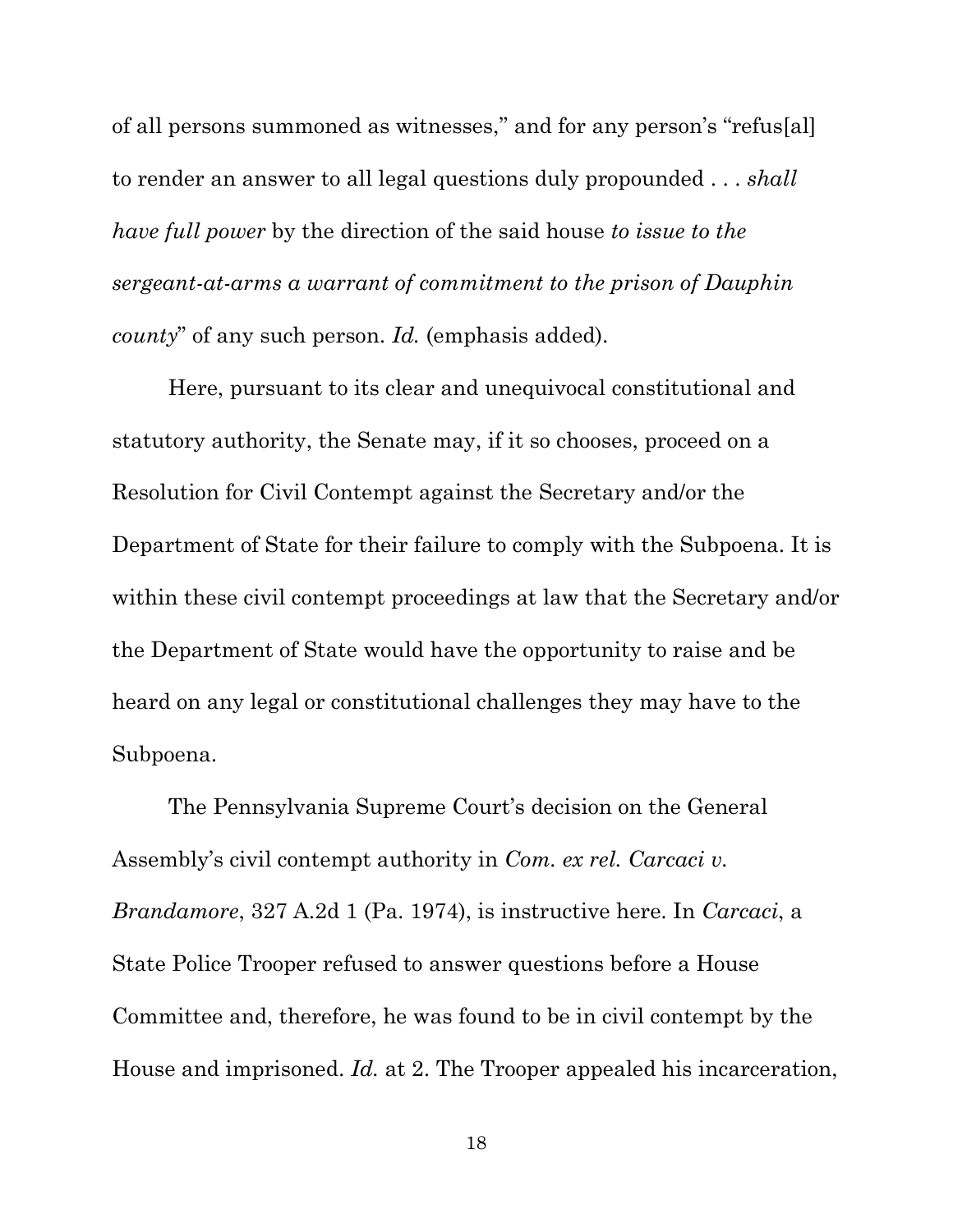of all persons summoned as witnesses," and for any person's "refus[al] to render an answer to all legal questions duly propounded . . . *shall have full power* by the direction of the said house *to issue to the sergeant-at-arms a warrant of commitment to the prison of Dauphin county*" of any such person. *Id.* (emphasis added).

Here, pursuant to its clear and unequivocal constitutional and statutory authority, the Senate may, if it so chooses, proceed on a Resolution for Civil Contempt against the Secretary and/or the Department of State for their failure to comply with the Subpoena. It is within these civil contempt proceedings at law that the Secretary and/or the Department of State would have the opportunity to raise and be heard on any legal or constitutional challenges they may have to the Subpoena.

The Pennsylvania Supreme Court's decision on the General Assembly's civil contempt authority in *Com. ex rel. Carcaci v. Brandamore*, 327 A.2d 1 (Pa. 1974), is instructive here. In *Carcaci*, a State Police Trooper refused to answer questions before a House Committee and, therefore, he was found to be in civil contempt by the House and imprisoned. *Id.* at 2. The Trooper appealed his incarceration,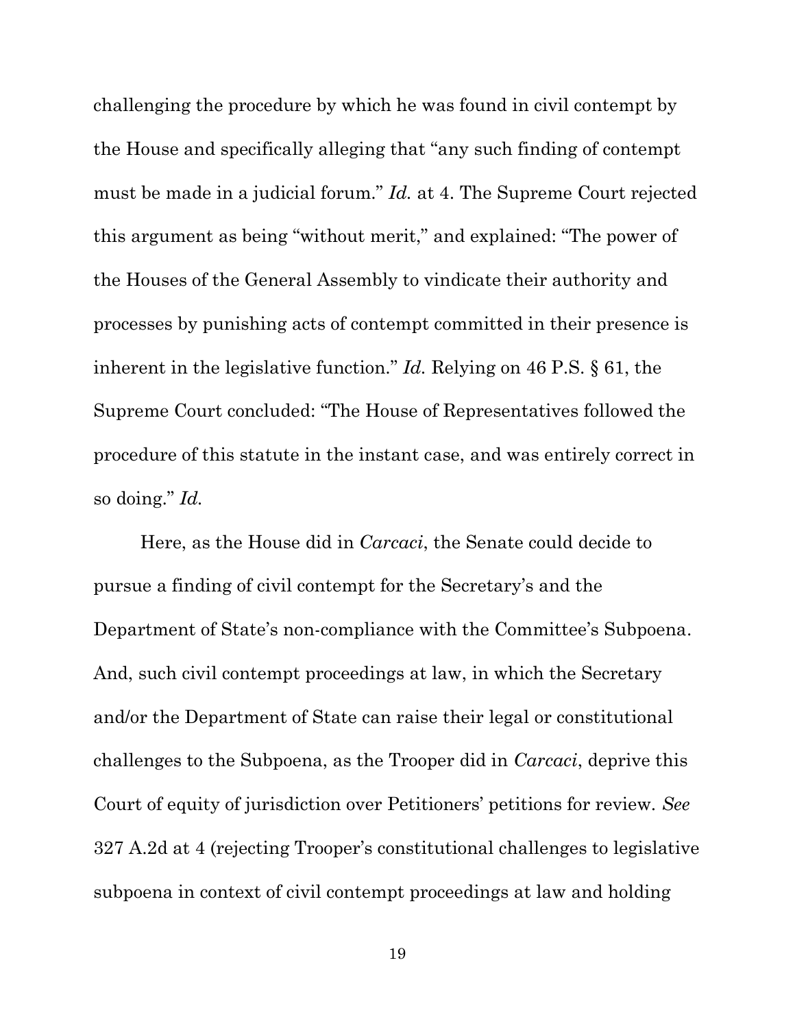challenging the procedure by which he was found in civil contempt by the House and specifically alleging that "any such finding of contempt must be made in a judicial forum." *Id.* at 4. The Supreme Court rejected this argument as being "without merit," and explained: "The power of the Houses of the General Assembly to vindicate their authority and processes by punishing acts of contempt committed in their presence is inherent in the legislative function." *Id.* Relying on 46 P.S. § 61, the Supreme Court concluded: "The House of Representatives followed the procedure of this statute in the instant case, and was entirely correct in so doing." *Id.*

Here, as the House did in *Carcaci*, the Senate could decide to pursue a finding of civil contempt for the Secretary's and the Department of State's non-compliance with the Committee's Subpoena. And, such civil contempt proceedings at law, in which the Secretary and/or the Department of State can raise their legal or constitutional challenges to the Subpoena, as the Trooper did in *Carcaci*, deprive this Court of equity of jurisdiction over Petitioners' petitions for review. *See* 327 A.2d at 4 (rejecting Trooper's constitutional challenges to legislative subpoena in context of civil contempt proceedings at law and holding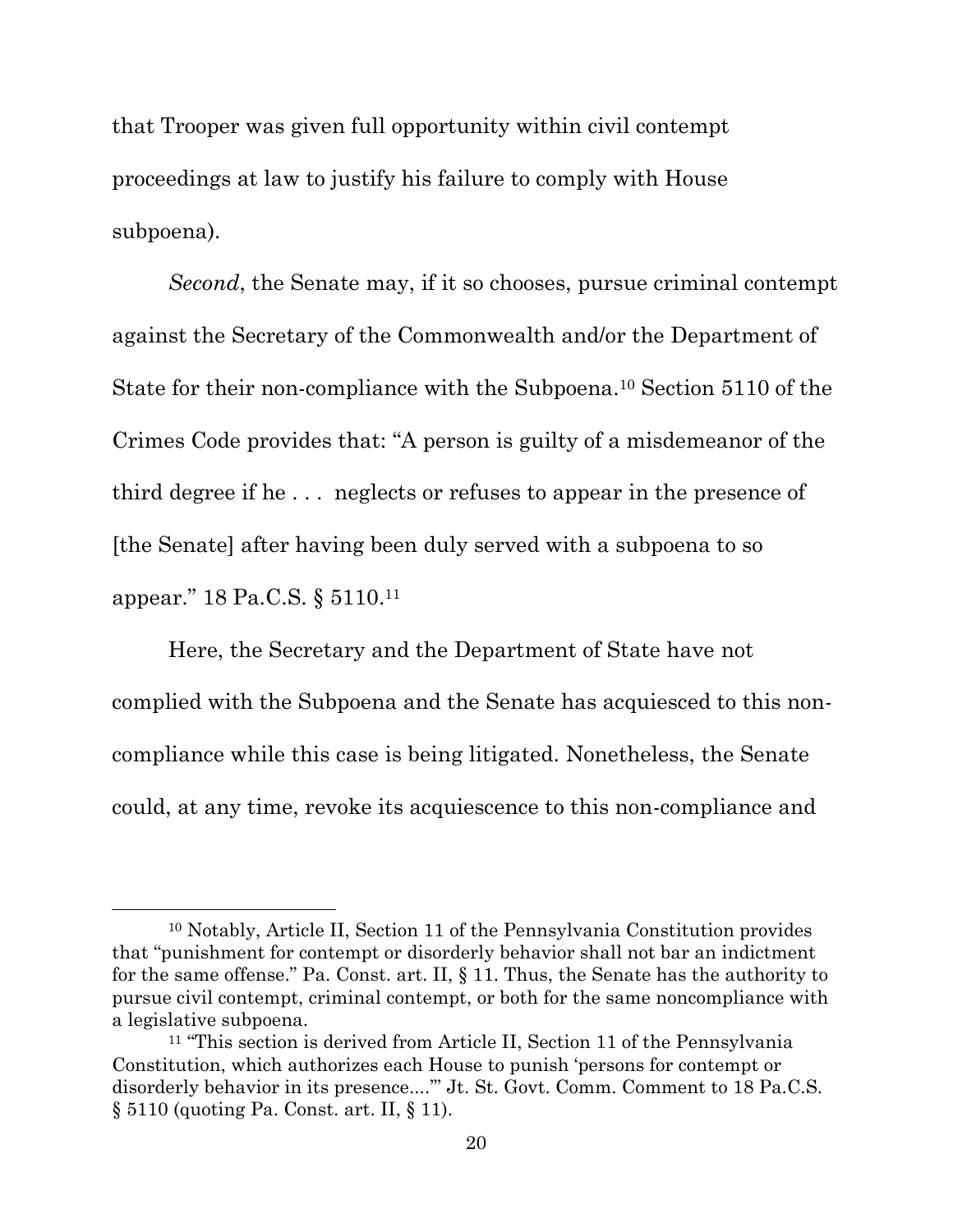that Trooper was given full opportunity within civil contempt proceedings at law to justify his failure to comply with House subpoena).

*Second*, the Senate may, if it so chooses, pursue criminal contempt against the Secretary of the Commonwealth and/or the Department of State for their non-compliance with the Subpoena.[10] Section 5110 of the Crimes Code provides that: "A person is guilty of a misdemeanor of the third degree if he . . . neglects or refuses to appear in the presence of [the Senate] after having been duly served with a subpoena to so appear." 18 Pa.C.S. § 5110.[11]

Here, the Secretary and the Department of State have not complied with the Subpoena and the Senate has acquiesced to this non-compliance while this case is being litigated. Nonetheless, the Senate could, at any time, revoke its acquiescence to this non-compliance and

---

[10] Notably, Article II, Section 11 of the Pennsylvania Constitution provides that "punishment for contempt or disorderly behavior shall not bar an indictment for the same offense." Pa. Const. art. II, § 11. Thus, the Senate has the authority to pursue civil contempt, criminal contempt, or both for the same noncompliance with a legislative subpoena.

[11] "This section is derived from Article II, Section 11 of the Pennsylvania Constitution, which authorizes each House to punish 'persons for contempt or disorderly behavior in its presence....'" Jt. St. Govt. Comm. Comment to 18 Pa.C.S. § 5110 (quoting Pa. Const. art. II, § 11).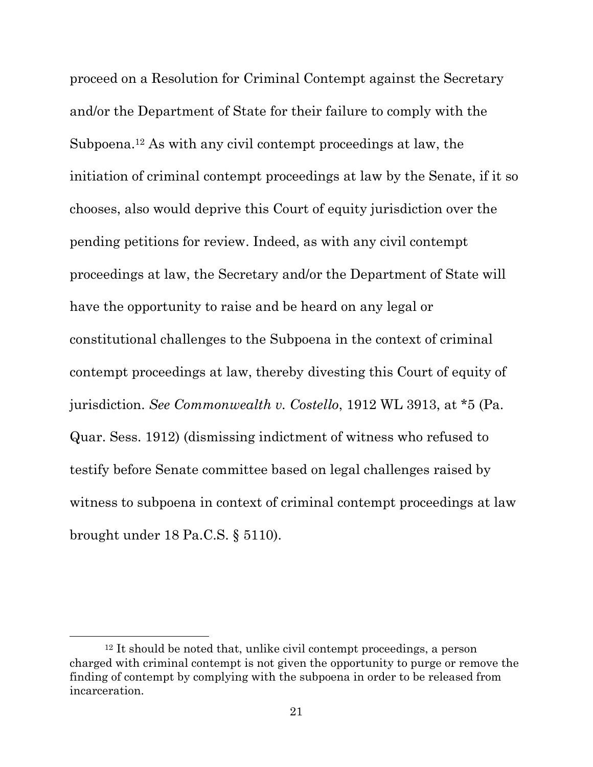proceed on a Resolution for Criminal Contempt against the Secretary and/or the Department of State for their failure to comply with the Subpoena.[12] As with any civil contempt proceedings at law, the initiation of criminal contempt proceedings at law by the Senate, if it so chooses, also would deprive this Court of equity jurisdiction over the pending petitions for review. Indeed, as with any civil contempt proceedings at law, the Secretary and/or the Department of State will have the opportunity to raise and be heard on any legal or constitutional challenges to the Subpoena in the context of criminal contempt proceedings at law, thereby divesting this Court of equity of jurisdiction. *See Commonwealth v. Costello*, 1912 WL 3913, at *5 (Pa. Quar. Sess. 1912) (dismissing indictment of witness who refused to testify before Senate committee based on legal challenges raised by witness to subpoena in context of criminal contempt proceedings at law brought under 18 Pa.C.S. § 5110).

[12] It should be noted that, unlike civil contempt proceedings, a person charged with criminal contempt is not given the opportunity to purge or remove the finding of contempt by complying with the subpoena in order to be released from incarceration.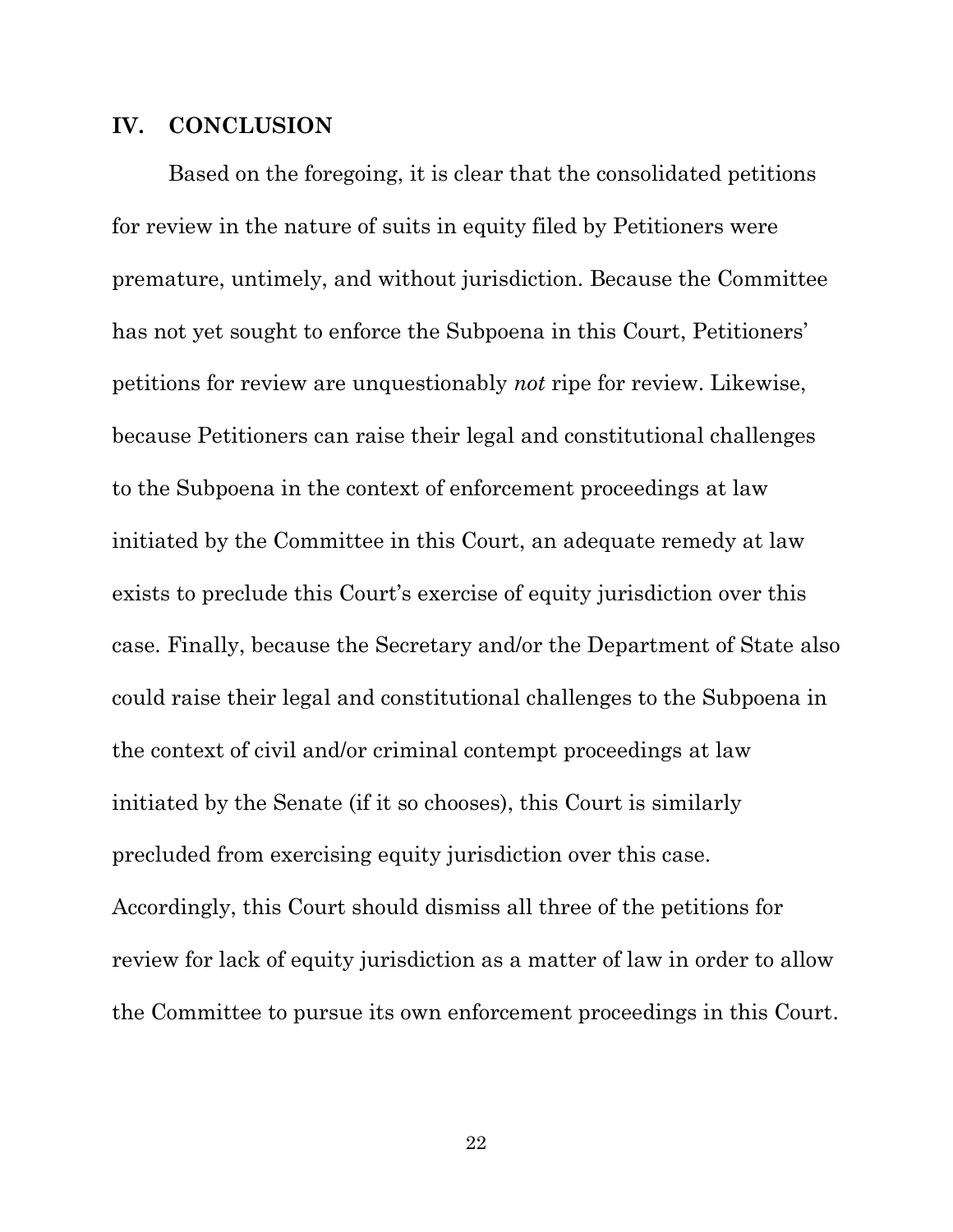## IV. CONCLUSION

Based on the foregoing, it is clear that the consolidated petitions for review in the nature of suits in equity filed by Petitioners were premature, untimely, and without jurisdiction. Because the Committee has not yet sought to enforce the Subpoena in this Court, Petitioners' petitions for review are unquestionably *not* ripe for review. Likewise, because Petitioners can raise their legal and constitutional challenges to the Subpoena in the context of enforcement proceedings at law initiated by the Committee in this Court, an adequate remedy at law exists to preclude this Court's exercise of equity jurisdiction over this case. Finally, because the Secretary and/or the Department of State also could raise their legal and constitutional challenges to the Subpoena in the context of civil and/or criminal contempt proceedings at law initiated by the Senate (if it so chooses), this Court is similarly precluded from exercising equity jurisdiction over this case. Accordingly, this Court should dismiss all three of the petitions for review for lack of equity jurisdiction as a matter of law in order to allow the Committee to pursue its own enforcement proceedings in this Court.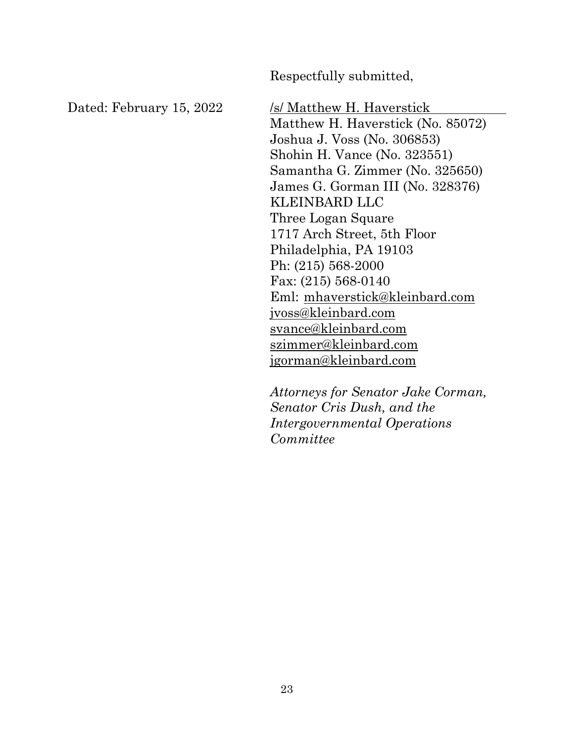Respectfully submitted,

Dated: February 15, 2022

/s/ Matthew H. Haverstick
Matthew H. Haverstick (No. 85072)
Joshua J. Voss (No. 306853)
Shohin H. Vance (No. 323551)
Samantha G. Zimmer (No. 325650)
James G. Gorman III (No. 328376)
KLEINBARD LLC
Three Logan Square
1717 Arch Street, 5th Floor
Philadelphia, PA 19103
Ph: (215) 568-2000
Fax: (215) 568-0140
Eml: mhaverstick@kleinbard.com
jvoss@kleinbard.com
svance@kleinbard.com
szimmer@kleinbard.com
jgorman@kleinbard.com

*Attorneys for Senator Jake Corman, Senator Cris Dush, and the Intergovernmental Operations Committee*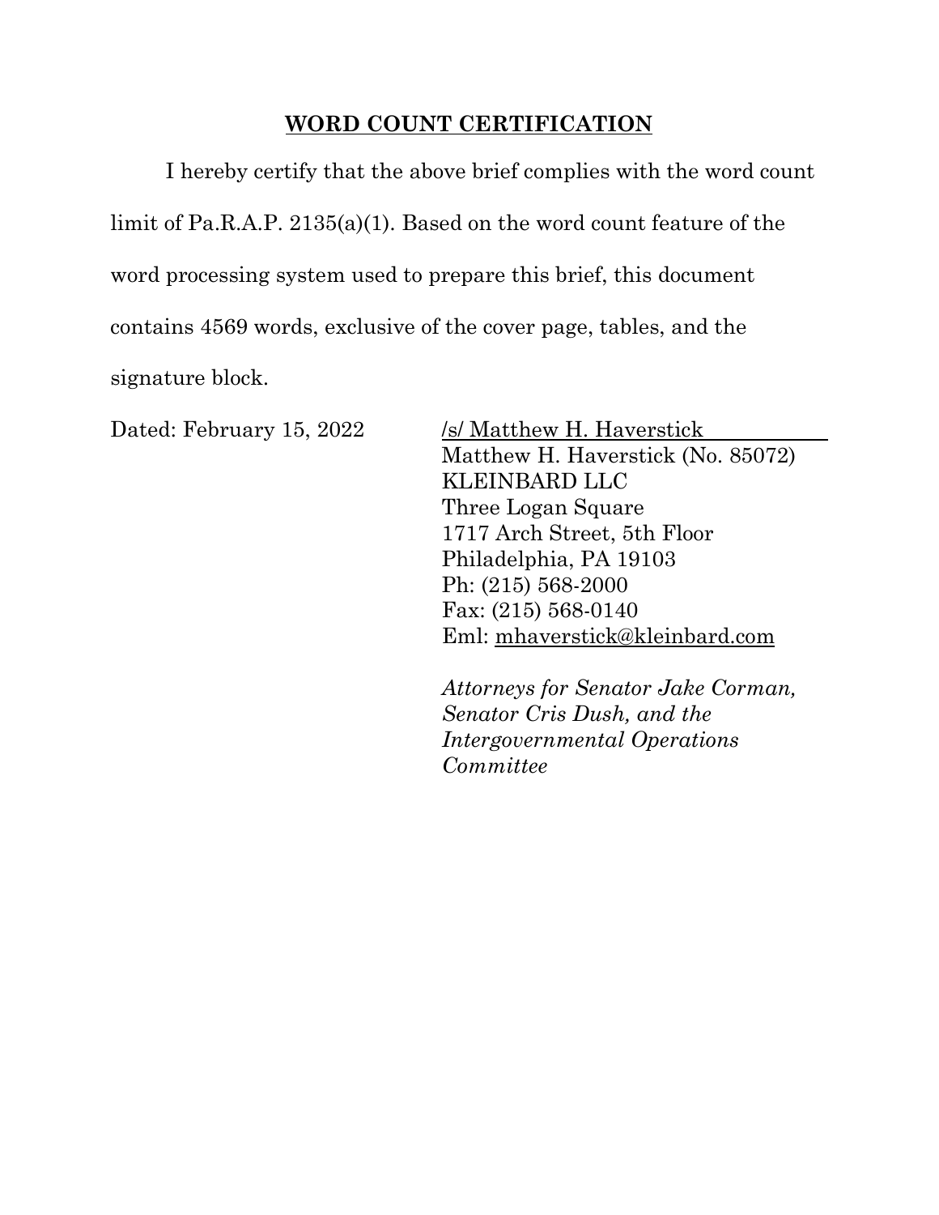## **WORD COUNT CERTIFICATION**

I hereby certify that the above brief complies with the word count limit of Pa.R.A.P. 2135(a)(1). Based on the word count feature of the word processing system used to prepare this brief, this document contains 4569 words, exclusive of the cover page, tables, and the signature block.

Dated: February 15, 2022

/s/ Matthew H. Haverstick
Matthew H. Haverstick (No. 85072)
KLEINBARD LLC
Three Logan Square
1717 Arch Street, 5th Floor
Philadelphia, PA 19103
Ph: (215) 568-2000
Fax: (215) 568-0140
Eml: mhaverstick@kleinbard.com

*Attorneys for Senator Jake Corman, Senator Cris Dush, and the Intergovernmental Operations Committee*